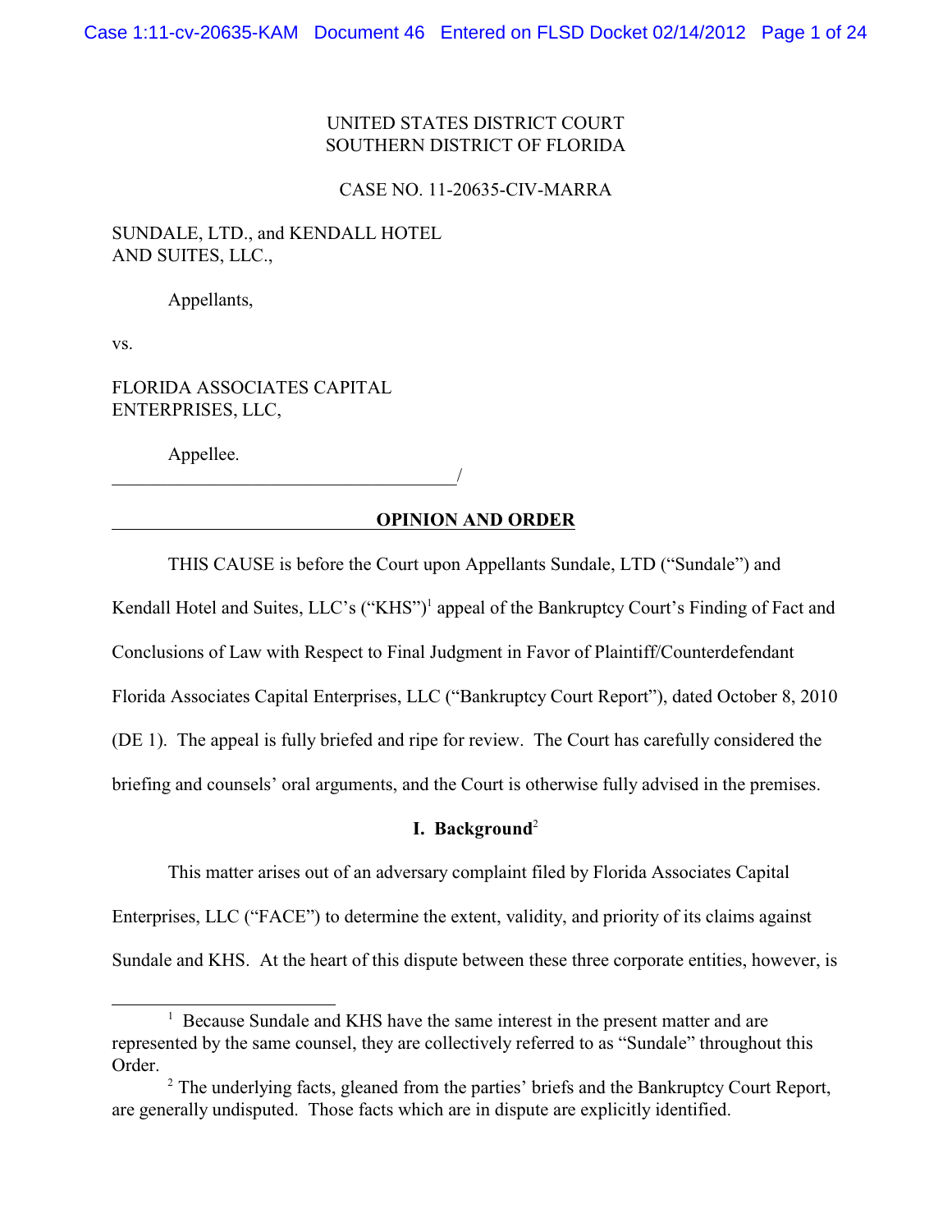UNITED STATES DISTRICT COURT
SOUTHERN DISTRICT OF FLORIDA

CASE NO. 11-20635-CIV-MARRA

SUNDALE, LTD., and KENDALL HOTEL AND SUITES, LLC.,

Appellants,

vs.

FLORIDA ASSOCIATES CAPITAL ENTERPRISES, LLC,

Appellee.
_____________________________________/

**OPINION AND ORDER**

THIS CAUSE is before the Court upon Appellants Sundale, LTD ("Sundale") and Kendall Hotel and Suites, LLC's ("KHS")[1] appeal of the Bankruptcy Court's Finding of Fact and Conclusions of Law with Respect to Final Judgment in Favor of Plaintiff/Counterdefendant Florida Associates Capital Enterprises, LLC ("Bankruptcy Court Report"), dated October 8, 2010 (DE 1). The appeal is fully briefed and ripe for review. The Court has carefully considered the briefing and counsels' oral arguments, and the Court is otherwise fully advised in the premises.

## I. Background[2]

This matter arises out of an adversary complaint filed by Florida Associates Capital Enterprises, LLC ("FACE") to determine the extent, validity, and priority of its claims against Sundale and KHS. At the heart of this dispute between these three corporate entities, however, is

---

[1] Because Sundale and KHS have the same interest in the present matter and are represented by the same counsel, they are collectively referred to as "Sundale" throughout this Order.

[2] The underlying facts, gleaned from the parties' briefs and the Bankruptcy Court Report, are generally undisputed. Those facts which are in dispute are explicitly identified.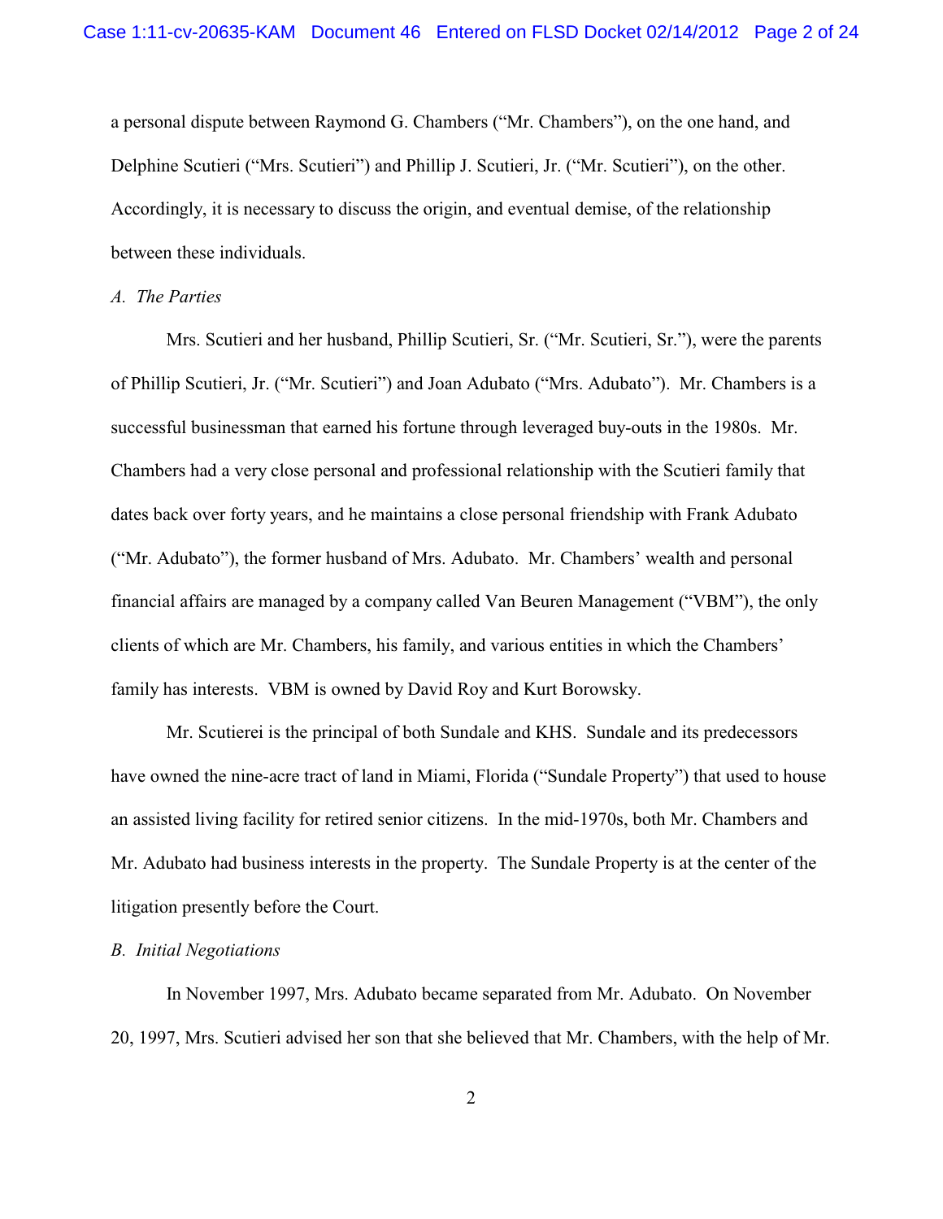a personal dispute between Raymond G. Chambers ("Mr. Chambers"), on the one hand, and Delphine Scutieri ("Mrs. Scutieri") and Phillip J. Scutieri, Jr. ("Mr. Scutieri"), on the other. Accordingly, it is necessary to discuss the origin, and eventual demise, of the relationship between these individuals.

*A. The Parties*

Mrs. Scutieri and her husband, Phillip Scutieri, Sr. ("Mr. Scutieri, Sr."), were the parents of Phillip Scutieri, Jr. ("Mr. Scutieri") and Joan Adubato ("Mrs. Adubato"). Mr. Chambers is a successful businessman that earned his fortune through leveraged buy-outs in the 1980s. Mr. Chambers had a very close personal and professional relationship with the Scutieri family that dates back over forty years, and he maintains a close personal friendship with Frank Adubato ("Mr. Adubato"), the former husband of Mrs. Adubato. Mr. Chambers' wealth and personal financial affairs are managed by a company called Van Beuren Management ("VBM"), the only clients of which are Mr. Chambers, his family, and various entities in which the Chambers' family has interests. VBM is owned by David Roy and Kurt Borowsky.

Mr. Scutierei is the principal of both Sundale and KHS. Sundale and its predecessors have owned the nine-acre tract of land in Miami, Florida ("Sundale Property") that used to house an assisted living facility for retired senior citizens. In the mid-1970s, both Mr. Chambers and Mr. Adubato had business interests in the property. The Sundale Property is at the center of the litigation presently before the Court.

*B. Initial Negotiations*

In November 1997, Mrs. Adubato became separated from Mr. Adubato. On November 20, 1997, Mrs. Scutieri advised her son that she believed that Mr. Chambers, with the help of Mr.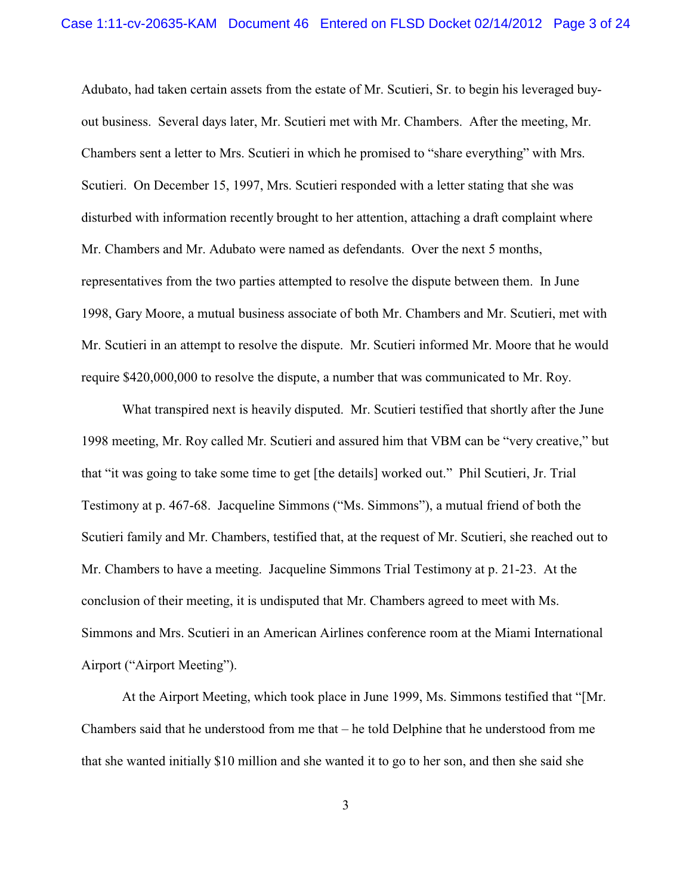Adubato, had taken certain assets from the estate of Mr. Scutieri, Sr. to begin his leveraged buy-out business. Several days later, Mr. Scutieri met with Mr. Chambers. After the meeting, Mr. Chambers sent a letter to Mrs. Scutieri in which he promised to "share everything" with Mrs. Scutieri. On December 15, 1997, Mrs. Scutieri responded with a letter stating that she was disturbed with information recently brought to her attention, attaching a draft complaint where Mr. Chambers and Mr. Adubato were named as defendants. Over the next 5 months, representatives from the two parties attempted to resolve the dispute between them. In June 1998, Gary Moore, a mutual business associate of both Mr. Chambers and Mr. Scutieri, met with Mr. Scutieri in an attempt to resolve the dispute. Mr. Scutieri informed Mr. Moore that he would require $420,000,000 to resolve the dispute, a number that was communicated to Mr. Roy.

What transpired next is heavily disputed. Mr. Scutieri testified that shortly after the June 1998 meeting, Mr. Roy called Mr. Scutieri and assured him that VBM can be "very creative," but that "it was going to take some time to get [the details] worked out." Phil Scutieri, Jr. Trial Testimony at p. 467-68. Jacqueline Simmons ("Ms. Simmons"), a mutual friend of both the Scutieri family and Mr. Chambers, testified that, at the request of Mr. Scutieri, she reached out to Mr. Chambers to have a meeting. Jacqueline Simmons Trial Testimony at p. 21-23. At the conclusion of their meeting, it is undisputed that Mr. Chambers agreed to meet with Ms. Simmons and Mrs. Scutieri in an American Airlines conference room at the Miami International Airport ("Airport Meeting").

At the Airport Meeting, which took place in June 1999, Ms. Simmons testified that "[Mr. Chambers said that he understood from me that – he told Delphine that he understood from me that she wanted initially $10 million and she wanted it to go to her son, and then she said she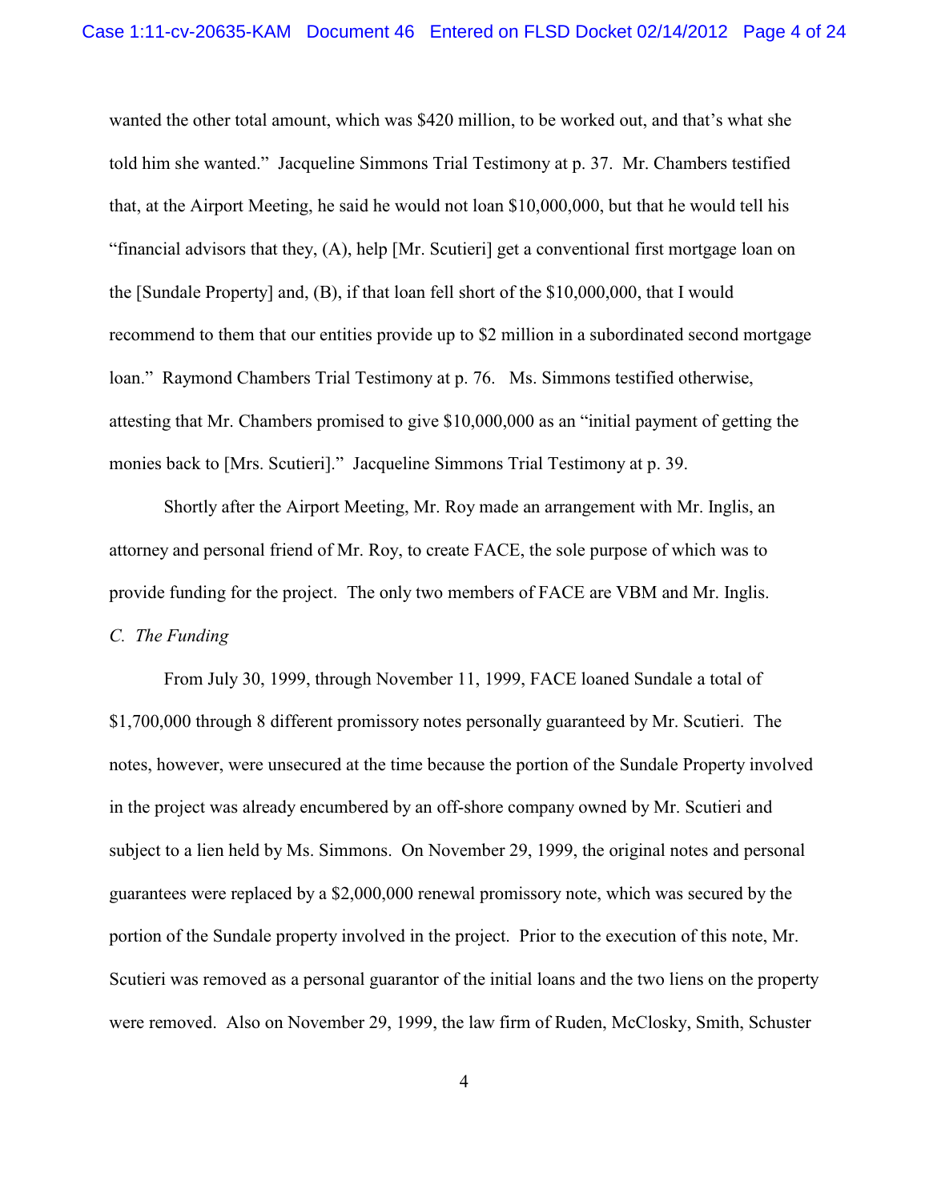wanted the other total amount, which was $420 million, to be worked out, and that's what she told him she wanted." Jacqueline Simmons Trial Testimony at p. 37. Mr. Chambers testified that, at the Airport Meeting, he said he would not loan $10,000,000, but that he would tell his "financial advisors that they, (A), help [Mr. Scutieri] get a conventional first mortgage loan on the [Sundale Property] and, (B), if that loan fell short of the $10,000,000, that I would recommend to them that our entities provide up to $2 million in a subordinated second mortgage loan." Raymond Chambers Trial Testimony at p. 76. Ms. Simmons testified otherwise, attesting that Mr. Chambers promised to give $10,000,000 as an "initial payment of getting the monies back to [Mrs. Scutieri]." Jacqueline Simmons Trial Testimony at p. 39.

Shortly after the Airport Meeting, Mr. Roy made an arrangement with Mr. Inglis, an attorney and personal friend of Mr. Roy, to create FACE, the sole purpose of which was to provide funding for the project. The only two members of FACE are VBM and Mr. Inglis.

*C. The Funding*

From July 30, 1999, through November 11, 1999, FACE loaned Sundale a total of $1,700,000 through 8 different promissory notes personally guaranteed by Mr. Scutieri. The notes, however, were unsecured at the time because the portion of the Sundale Property involved in the project was already encumbered by an off-shore company owned by Mr. Scutieri and subject to a lien held by Ms. Simmons. On November 29, 1999, the original notes and personal guarantees were replaced by a $2,000,000 renewal promissory note, which was secured by the portion of the Sundale property involved in the project. Prior to the execution of this note, Mr. Scutieri was removed as a personal guarantor of the initial loans and the two liens on the property were removed. Also on November 29, 1999, the law firm of Ruden, McClosky, Smith, Schuster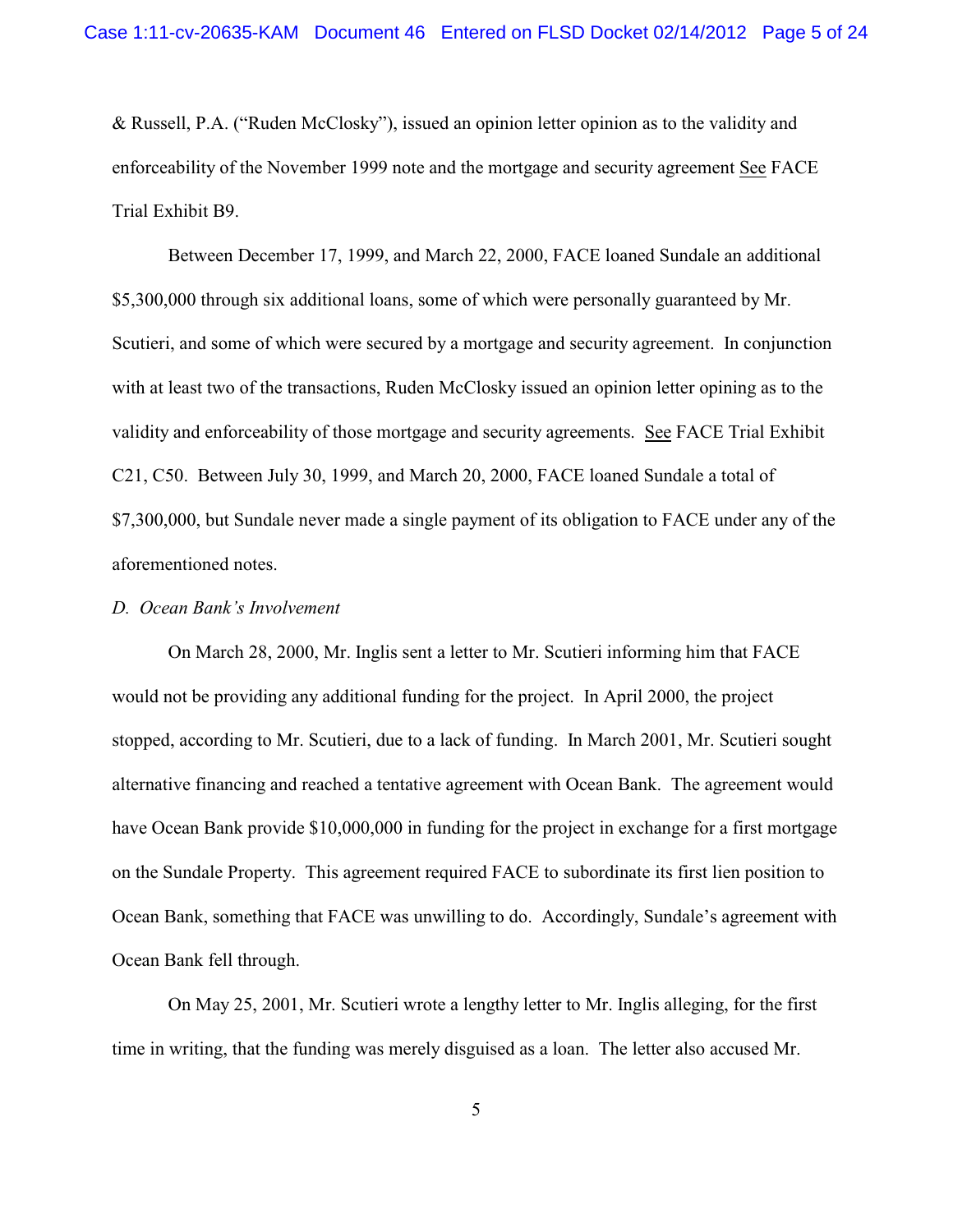& Russell, P.A. ("Ruden McClosky"), issued an opinion letter opinion as to the validity and enforceability of the November 1999 note and the mortgage and security agreement See FACE Trial Exhibit B9.

Between December 17, 1999, and March 22, 2000, FACE loaned Sundale an additional $5,300,000 through six additional loans, some of which were personally guaranteed by Mr. Scutieri, and some of which were secured by a mortgage and security agreement. In conjunction with at least two of the transactions, Ruden McClosky issued an opinion letter opining as to the validity and enforceability of those mortgage and security agreements. See FACE Trial Exhibit C21, C50. Between July 30, 1999, and March 20, 2000, FACE loaned Sundale a total of $7,300,000, but Sundale never made a single payment of its obligation to FACE under any of the aforementioned notes.

*D. Ocean Bank's Involvement*

On March 28, 2000, Mr. Inglis sent a letter to Mr. Scutieri informing him that FACE would not be providing any additional funding for the project. In April 2000, the project stopped, according to Mr. Scutieri, due to a lack of funding. In March 2001, Mr. Scutieri sought alternative financing and reached a tentative agreement with Ocean Bank. The agreement would have Ocean Bank provide $10,000,000 in funding for the project in exchange for a first mortgage on the Sundale Property. This agreement required FACE to subordinate its first lien position to Ocean Bank, something that FACE was unwilling to do. Accordingly, Sundale's agreement with Ocean Bank fell through.

On May 25, 2001, Mr. Scutieri wrote a lengthy letter to Mr. Inglis alleging, for the first time in writing, that the funding was merely disguised as a loan. The letter also accused Mr.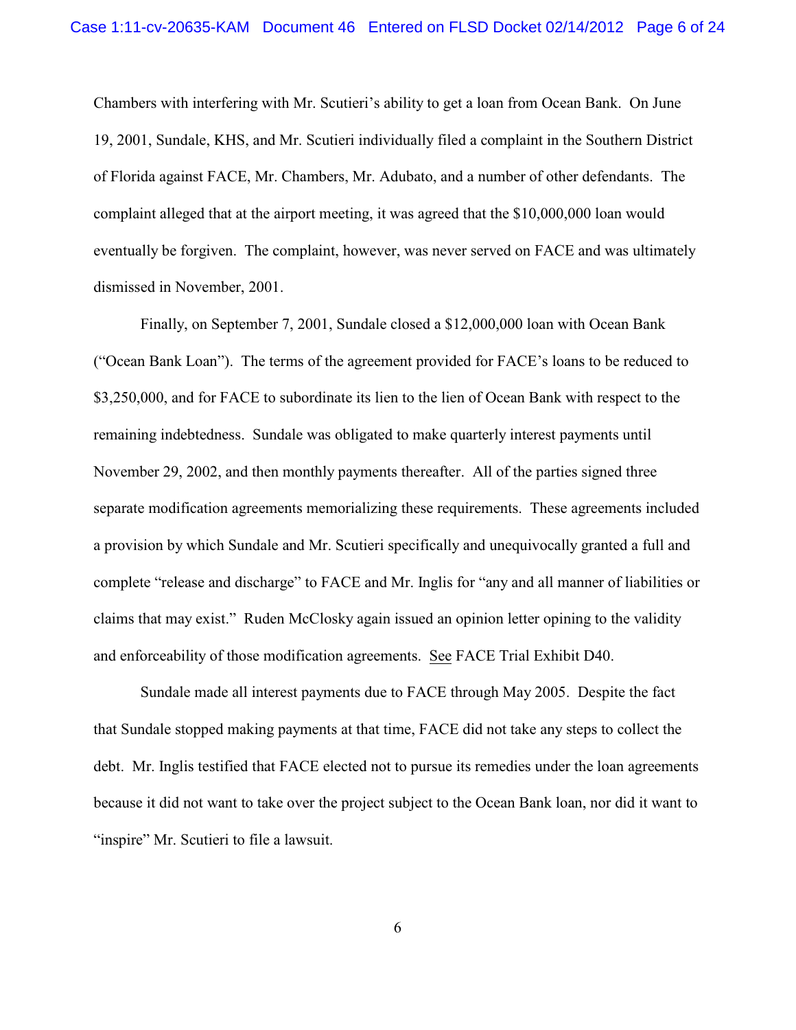Chambers with interfering with Mr. Scutieri's ability to get a loan from Ocean Bank. On June 19, 2001, Sundale, KHS, and Mr. Scutieri individually filed a complaint in the Southern District of Florida against FACE, Mr. Chambers, Mr. Adubato, and a number of other defendants. The complaint alleged that at the airport meeting, it was agreed that the $10,000,000 loan would eventually be forgiven. The complaint, however, was never served on FACE and was ultimately dismissed in November, 2001.

Finally, on September 7, 2001, Sundale closed a $12,000,000 loan with Ocean Bank ("Ocean Bank Loan"). The terms of the agreement provided for FACE's loans to be reduced to $3,250,000, and for FACE to subordinate its lien to the lien of Ocean Bank with respect to the remaining indebtedness. Sundale was obligated to make quarterly interest payments until November 29, 2002, and then monthly payments thereafter. All of the parties signed three separate modification agreements memorializing these requirements. These agreements included a provision by which Sundale and Mr. Scutieri specifically and unequivocally granted a full and complete "release and discharge" to FACE and Mr. Inglis for "any and all manner of liabilities or claims that may exist." Ruden McClosky again issued an opinion letter opining to the validity and enforceability of those modification agreements. See FACE Trial Exhibit D40.

Sundale made all interest payments due to FACE through May 2005. Despite the fact that Sundale stopped making payments at that time, FACE did not take any steps to collect the debt. Mr. Inglis testified that FACE elected not to pursue its remedies under the loan agreements because it did not want to take over the project subject to the Ocean Bank loan, nor did it want to "inspire" Mr. Scutieri to file a lawsuit.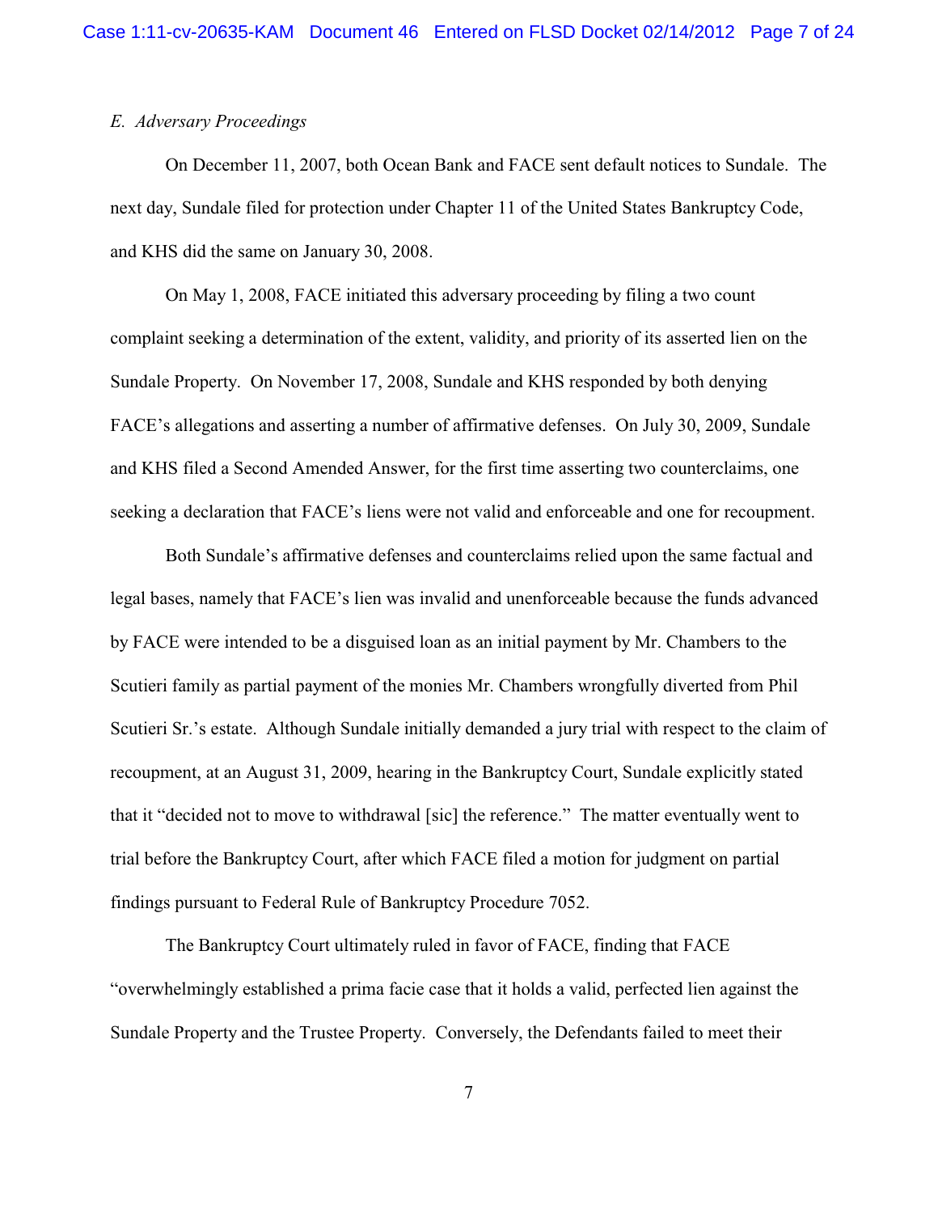*E. Adversary Proceedings*

On December 11, 2007, both Ocean Bank and FACE sent default notices to Sundale. The next day, Sundale filed for protection under Chapter 11 of the United States Bankruptcy Code, and KHS did the same on January 30, 2008.

On May 1, 2008, FACE initiated this adversary proceeding by filing a two count complaint seeking a determination of the extent, validity, and priority of its asserted lien on the Sundale Property. On November 17, 2008, Sundale and KHS responded by both denying FACE's allegations and asserting a number of affirmative defenses. On July 30, 2009, Sundale and KHS filed a Second Amended Answer, for the first time asserting two counterclaims, one seeking a declaration that FACE's liens were not valid and enforceable and one for recoupment.

Both Sundale's affirmative defenses and counterclaims relied upon the same factual and legal bases, namely that FACE's lien was invalid and unenforceable because the funds advanced by FACE were intended to be a disguised loan as an initial payment by Mr. Chambers to the Scutieri family as partial payment of the monies Mr. Chambers wrongfully diverted from Phil Scutieri Sr.'s estate. Although Sundale initially demanded a jury trial with respect to the claim of recoupment, at an August 31, 2009, hearing in the Bankruptcy Court, Sundale explicitly stated that it "decided not to move to withdrawal [sic] the reference." The matter eventually went to trial before the Bankruptcy Court, after which FACE filed a motion for judgment on partial findings pursuant to Federal Rule of Bankruptcy Procedure 7052.

The Bankruptcy Court ultimately ruled in favor of FACE, finding that FACE "overwhelmingly established a prima facie case that it holds a valid, perfected lien against the Sundale Property and the Trustee Property. Conversely, the Defendants failed to meet their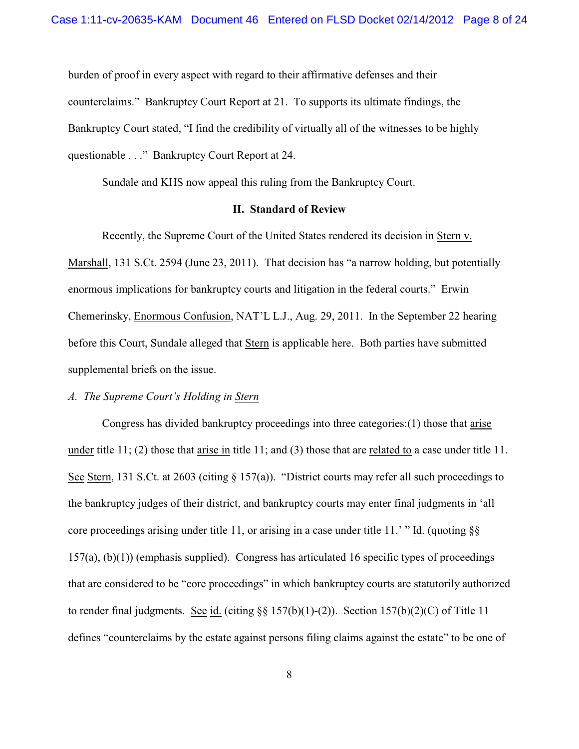burden of proof in every aspect with regard to their affirmative defenses and their counterclaims." Bankruptcy Court Report at 21. To supports its ultimate findings, the Bankruptcy Court stated, "I find the credibility of virtually all of the witnesses to be highly questionable . . ." Bankruptcy Court Report at 24.

Sundale and KHS now appeal this ruling from the Bankruptcy Court.

## II. Standard of Review

Recently, the Supreme Court of the United States rendered its decision in Stern v. Marshall, 131 S.Ct. 2594 (June 23, 2011). That decision has "a narrow holding, but potentially enormous implications for bankruptcy courts and litigation in the federal courts." Erwin Chemerinsky, Enormous Confusion, NAT'L L.J., Aug. 29, 2011. In the September 22 hearing before this Court, Sundale alleged that Stern is applicable here. Both parties have submitted supplemental briefs on the issue.

### *A. The Supreme Court's Holding in Stern*

Congress has divided bankruptcy proceedings into three categories:(1) those that arise under title 11; (2) those that arise in title 11; and (3) those that are related to a case under title 11. See Stern, 131 S.Ct. at 2603 (citing § 157(a)). "District courts may refer all such proceedings to the bankruptcy judges of their district, and bankruptcy courts may enter final judgments in 'all core proceedings arising under title 11, or arising in a case under title 11.' " Id. (quoting §§ 157(a), (b)(1)) (emphasis supplied). Congress has articulated 16 specific types of proceedings that are considered to be "core proceedings" in which bankruptcy courts are statutorily authorized to render final judgments. See id. (citing §§ 157(b)(1)-(2)). Section 157(b)(2)(C) of Title 11 defines "counterclaims by the estate against persons filing claims against the estate" to be one of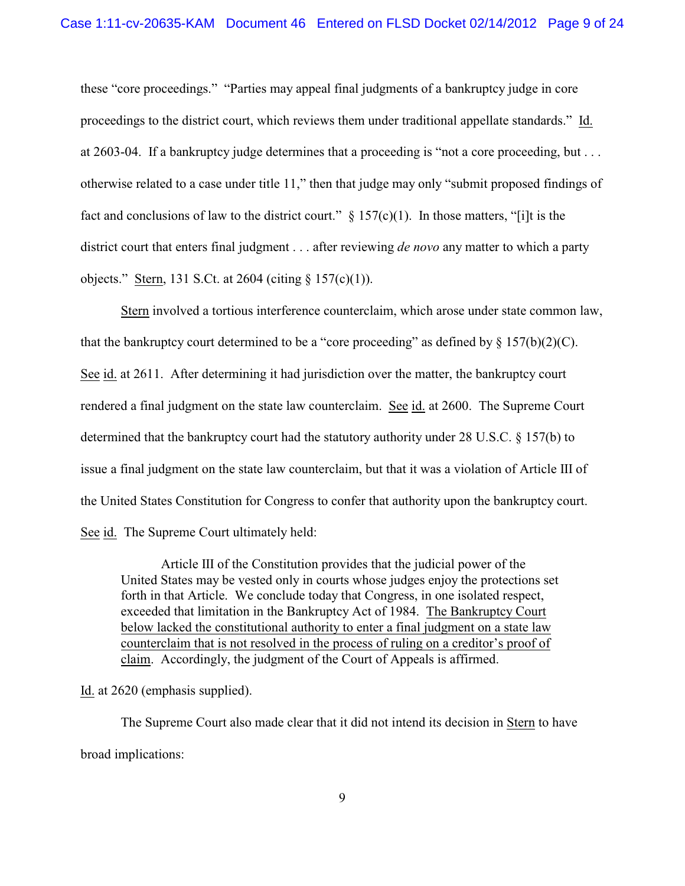these "core proceedings." "Parties may appeal final judgments of a bankruptcy judge in core proceedings to the district court, which reviews them under traditional appellate standards." Id. at 2603-04. If a bankruptcy judge determines that a proceeding is "not a core proceeding, but . . . otherwise related to a case under title 11," then that judge may only "submit proposed findings of fact and conclusions of law to the district court." § 157(c)(1). In those matters, "[i]t is the district court that enters final judgment . . . after reviewing *de novo* any matter to which a party objects." Stern, 131 S.Ct. at 2604 (citing § 157(c)(1)).

Stern involved a tortious interference counterclaim, which arose under state common law, that the bankruptcy court determined to be a "core proceeding" as defined by § 157(b)(2)(C). See id. at 2611. After determining it had jurisdiction over the matter, the bankruptcy court rendered a final judgment on the state law counterclaim. See id. at 2600. The Supreme Court determined that the bankruptcy court had the statutory authority under 28 U.S.C. § 157(b) to issue a final judgment on the state law counterclaim, but that it was a violation of Article III of the United States Constitution for Congress to confer that authority upon the bankruptcy court. See id. The Supreme Court ultimately held:

> Article III of the Constitution provides that the judicial power of the United States may be vested only in courts whose judges enjoy the protections set forth in that Article. We conclude today that Congress, in one isolated respect, exceeded that limitation in the Bankruptcy Act of 1984. The Bankruptcy Court below lacked the constitutional authority to enter a final judgment on a state law counterclaim that is not resolved in the process of ruling on a creditor's proof of claim. Accordingly, the judgment of the Court of Appeals is affirmed.

Id. at 2620 (emphasis supplied).

The Supreme Court also made clear that it did not intend its decision in Stern to have broad implications: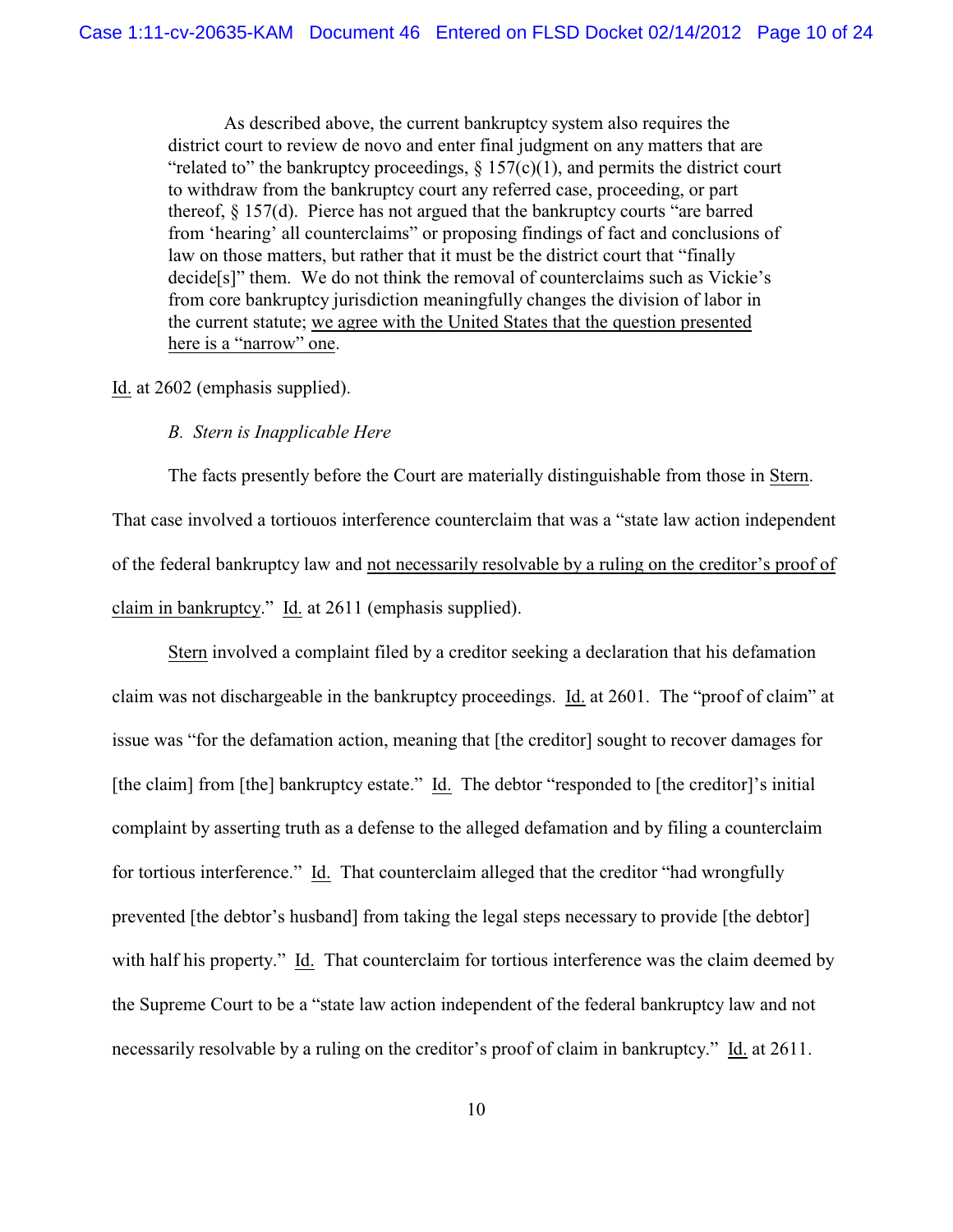> As described above, the current bankruptcy system also requires the district court to review de novo and enter final judgment on any matters that are "related to" the bankruptcy proceedings, § 157(c)(1), and permits the district court to withdraw from the bankruptcy court any referred case, proceeding, or part thereof, § 157(d). Pierce has not argued that the bankruptcy courts "are barred from 'hearing' all counterclaims" or proposing findings of fact and conclusions of law on those matters, but rather that it must be the district court that "finally decide[s]" them. We do not think the removal of counterclaims such as Vickie's from core bankruptcy jurisdiction meaningfully changes the division of labor in the current statute; <u>we agree with the United States that the question presented here is a "narrow" one</u>.

<u>Id.</u> at 2602 (emphasis supplied).

*B. Stern is Inapplicable Here*

The facts presently before the Court are materially distinguishable from those in <u>Stern</u>. That case involved a tortiouos interference counterclaim that was a "state law action independent of the federal bankruptcy law and <u>not necessarily resolvable by a ruling on the creditor's proof of claim in bankruptcy</u>." <u>Id.</u> at 2611 (emphasis supplied).

<u>Stern</u> involved a complaint filed by a creditor seeking a declaration that his defamation claim was not dischargeable in the bankruptcy proceedings. <u>Id.</u> at 2601. The "proof of claim" at issue was "for the defamation action, meaning that [the creditor] sought to recover damages for [the claim] from [the] bankruptcy estate." <u>Id.</u> The debtor "responded to [the creditor]'s initial complaint by asserting truth as a defense to the alleged defamation and by filing a counterclaim for tortious interference." <u>Id.</u> That counterclaim alleged that the creditor "had wrongfully prevented [the debtor's husband] from taking the legal steps necessary to provide [the debtor] with half his property." <u>Id.</u> That counterclaim for tortious interference was the claim deemed by the Supreme Court to be a "state law action independent of the federal bankruptcy law and not necessarily resolvable by a ruling on the creditor's proof of claim in bankruptcy." <u>Id.</u> at 2611.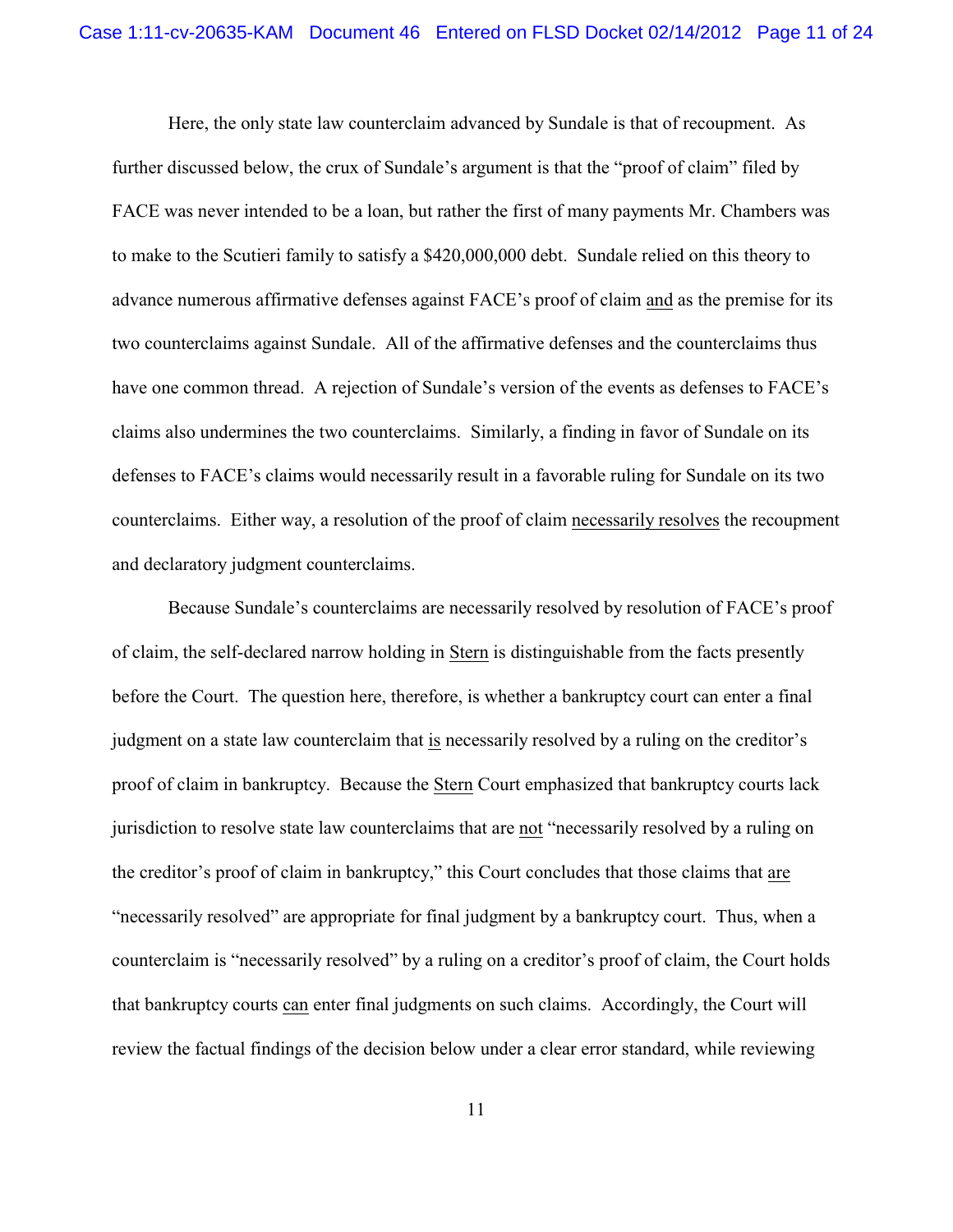Here, the only state law counterclaim advanced by Sundale is that of recoupment. As further discussed below, the crux of Sundale's argument is that the "proof of claim" filed by FACE was never intended to be a loan, but rather the first of many payments Mr. Chambers was to make to the Scutieri family to satisfy a $420,000,000 debt. Sundale relied on this theory to advance numerous affirmative defenses against FACE's proof of claim and as the premise for its two counterclaims against Sundale. All of the affirmative defenses and the counterclaims thus have one common thread. A rejection of Sundale's version of the events as defenses to FACE's claims also undermines the two counterclaims. Similarly, a finding in favor of Sundale on its defenses to FACE's claims would necessarily result in a favorable ruling for Sundale on its two counterclaims. Either way, a resolution of the proof of claim necessarily resolves the recoupment and declaratory judgment counterclaims.

Because Sundale's counterclaims are necessarily resolved by resolution of FACE's proof of claim, the self-declared narrow holding in Stern is distinguishable from the facts presently before the Court. The question here, therefore, is whether a bankruptcy court can enter a final judgment on a state law counterclaim that is necessarily resolved by a ruling on the creditor's proof of claim in bankruptcy. Because the Stern Court emphasized that bankruptcy courts lack jurisdiction to resolve state law counterclaims that are not "necessarily resolved by a ruling on the creditor's proof of claim in bankruptcy," this Court concludes that those claims that are "necessarily resolved" are appropriate for final judgment by a bankruptcy court. Thus, when a counterclaim is "necessarily resolved" by a ruling on a creditor's proof of claim, the Court holds that bankruptcy courts can enter final judgments on such claims. Accordingly, the Court will review the factual findings of the decision below under a clear error standard, while reviewing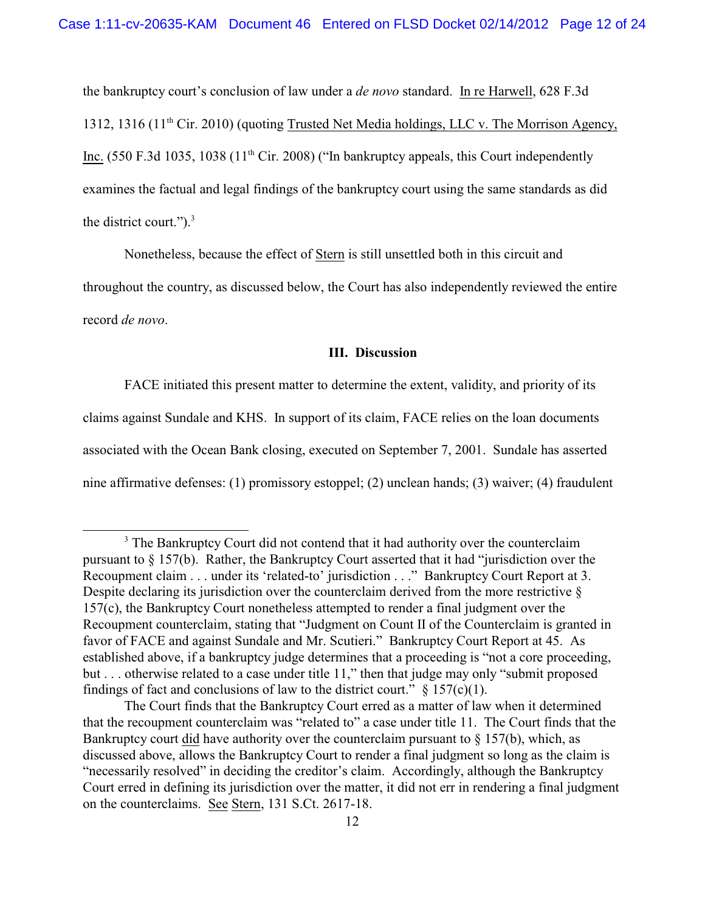the bankruptcy court's conclusion of law under a *de novo* standard. In re Harwell, 628 F.3d 1312, 1316 (11th Cir. 2010) (quoting Trusted Net Media holdings, LLC v. The Morrison Agency, Inc. (550 F.3d 1035, 1038 (11th Cir. 2008) ("In bankruptcy appeals, this Court independently examines the factual and legal findings of the bankruptcy court using the same standards as did the district court.").[3]

Nonetheless, because the effect of Stern is still unsettled both in this circuit and throughout the country, as discussed below, the Court has also independently reviewed the entire record *de novo*.

### III. Discussion

FACE initiated this present matter to determine the extent, validity, and priority of its claims against Sundale and KHS. In support of its claim, FACE relies on the loan documents associated with the Ocean Bank closing, executed on September 7, 2001. Sundale has asserted nine affirmative defenses: (1) promissory estoppel; (2) unclean hands; (3) waiver; (4) fraudulent

---

[3] The Bankruptcy Court did not contend that it had authority over the counterclaim pursuant to § 157(b). Rather, the Bankruptcy Court asserted that it had "jurisdiction over the Recoupment claim . . . under its 'related-to' jurisdiction . . ." Bankruptcy Court Report at 3. Despite declaring its jurisdiction over the counterclaim derived from the more restrictive § 157(c), the Bankruptcy Court nonetheless attempted to render a final judgment over the Recoupment counterclaim, stating that "Judgment on Count II of the Counterclaim is granted in favor of FACE and against Sundale and Mr. Scutieri." Bankruptcy Court Report at 45. As established above, if a bankruptcy judge determines that a proceeding is "not a core proceeding, but . . . otherwise related to a case under title 11," then that judge may only "submit proposed findings of fact and conclusions of law to the district court." § 157(c)(1).

The Court finds that the Bankruptcy Court erred as a matter of law when it determined that the recoupment counterclaim was "related to" a case under title 11. The Court finds that the Bankruptcy court did have authority over the counterclaim pursuant to § 157(b), which, as discussed above, allows the Bankruptcy Court to render a final judgment so long as the claim is "necessarily resolved" in deciding the creditor's claim. Accordingly, although the Bankruptcy Court erred in defining its jurisdiction over the matter, it did not err in rendering a final judgment on the counterclaims. See Stern, 131 S.Ct. 2617-18.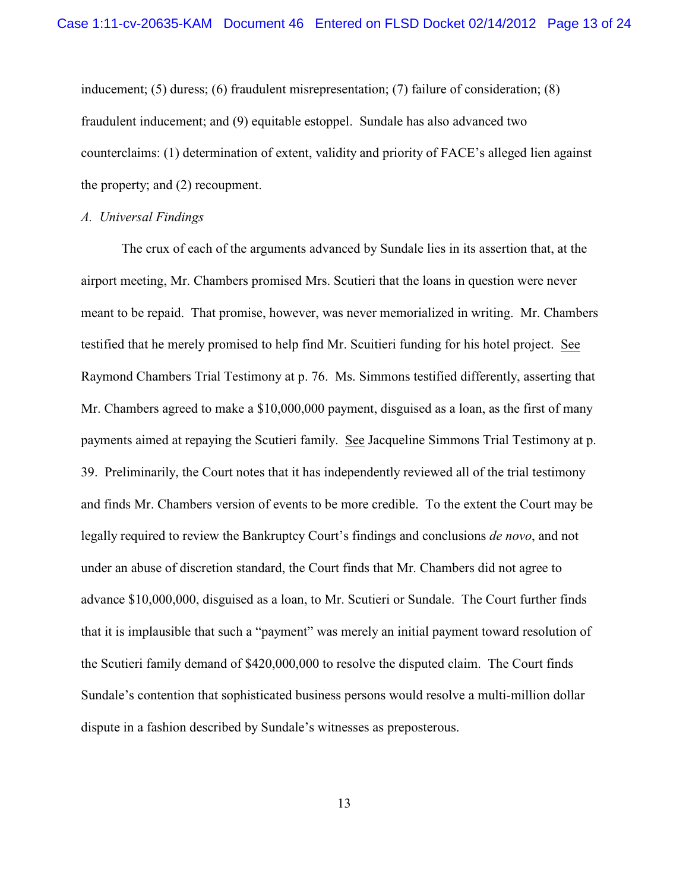inducement; (5) duress; (6) fraudulent misrepresentation; (7) failure of consideration; (8) fraudulent inducement; and (9) equitable estoppel. Sundale has also advanced two counterclaims: (1) determination of extent, validity and priority of FACE's alleged lien against the property; and (2) recoupment.

*A. Universal Findings*

The crux of each of the arguments advanced by Sundale lies in its assertion that, at the airport meeting, Mr. Chambers promised Mrs. Scutieri that the loans in question were never meant to be repaid. That promise, however, was never memorialized in writing. Mr. Chambers testified that he merely promised to help find Mr. Scuitieri funding for his hotel project. See Raymond Chambers Trial Testimony at p. 76. Ms. Simmons testified differently, asserting that Mr. Chambers agreed to make a $10,000,000 payment, disguised as a loan, as the first of many payments aimed at repaying the Scutieri family. See Jacqueline Simmons Trial Testimony at p. 39. Preliminarily, the Court notes that it has independently reviewed all of the trial testimony and finds Mr. Chambers version of events to be more credible. To the extent the Court may be legally required to review the Bankruptcy Court's findings and conclusions *de novo*, and not under an abuse of discretion standard, the Court finds that Mr. Chambers did not agree to advance $10,000,000, disguised as a loan, to Mr. Scutieri or Sundale. The Court further finds that it is implausible that such a "payment" was merely an initial payment toward resolution of the Scutieri family demand of $420,000,000 to resolve the disputed claim. The Court finds Sundale's contention that sophisticated business persons would resolve a multi-million dollar dispute in a fashion described by Sundale's witnesses as preposterous.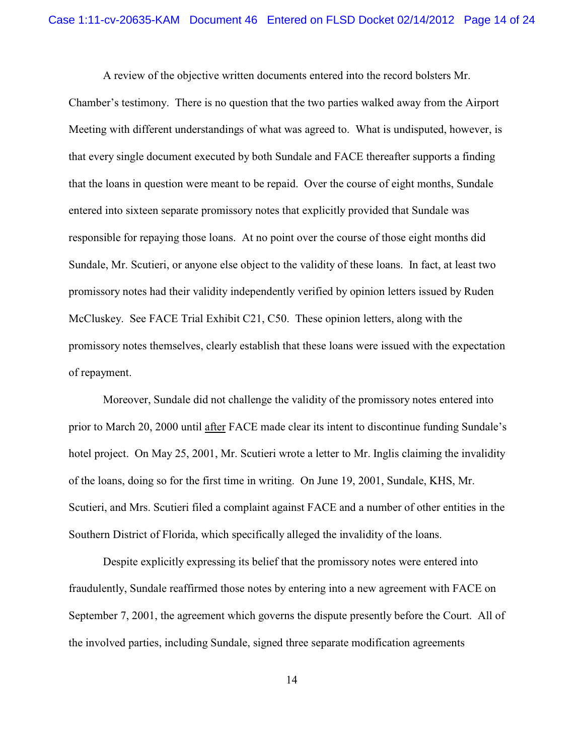A review of the objective written documents entered into the record bolsters Mr. Chamber's testimony. There is no question that the two parties walked away from the Airport Meeting with different understandings of what was agreed to. What is undisputed, however, is that every single document executed by both Sundale and FACE thereafter supports a finding that the loans in question were meant to be repaid. Over the course of eight months, Sundale entered into sixteen separate promissory notes that explicitly provided that Sundale was responsible for repaying those loans. At no point over the course of those eight months did Sundale, Mr. Scutieri, or anyone else object to the validity of these loans. In fact, at least two promissory notes had their validity independently verified by opinion letters issued by Ruden McCluskey. See FACE Trial Exhibit C21, C50. These opinion letters, along with the promissory notes themselves, clearly establish that these loans were issued with the expectation of repayment.

Moreover, Sundale did not challenge the validity of the promissory notes entered into prior to March 20, 2000 until <u>after</u> FACE made clear its intent to discontinue funding Sundale's hotel project. On May 25, 2001, Mr. Scutieri wrote a letter to Mr. Inglis claiming the invalidity of the loans, doing so for the first time in writing. On June 19, 2001, Sundale, KHS, Mr. Scutieri, and Mrs. Scutieri filed a complaint against FACE and a number of other entities in the Southern District of Florida, which specifically alleged the invalidity of the loans.

Despite explicitly expressing its belief that the promissory notes were entered into fraudulently, Sundale reaffirmed those notes by entering into a new agreement with FACE on September 7, 2001, the agreement which governs the dispute presently before the Court. All of the involved parties, including Sundale, signed three separate modification agreements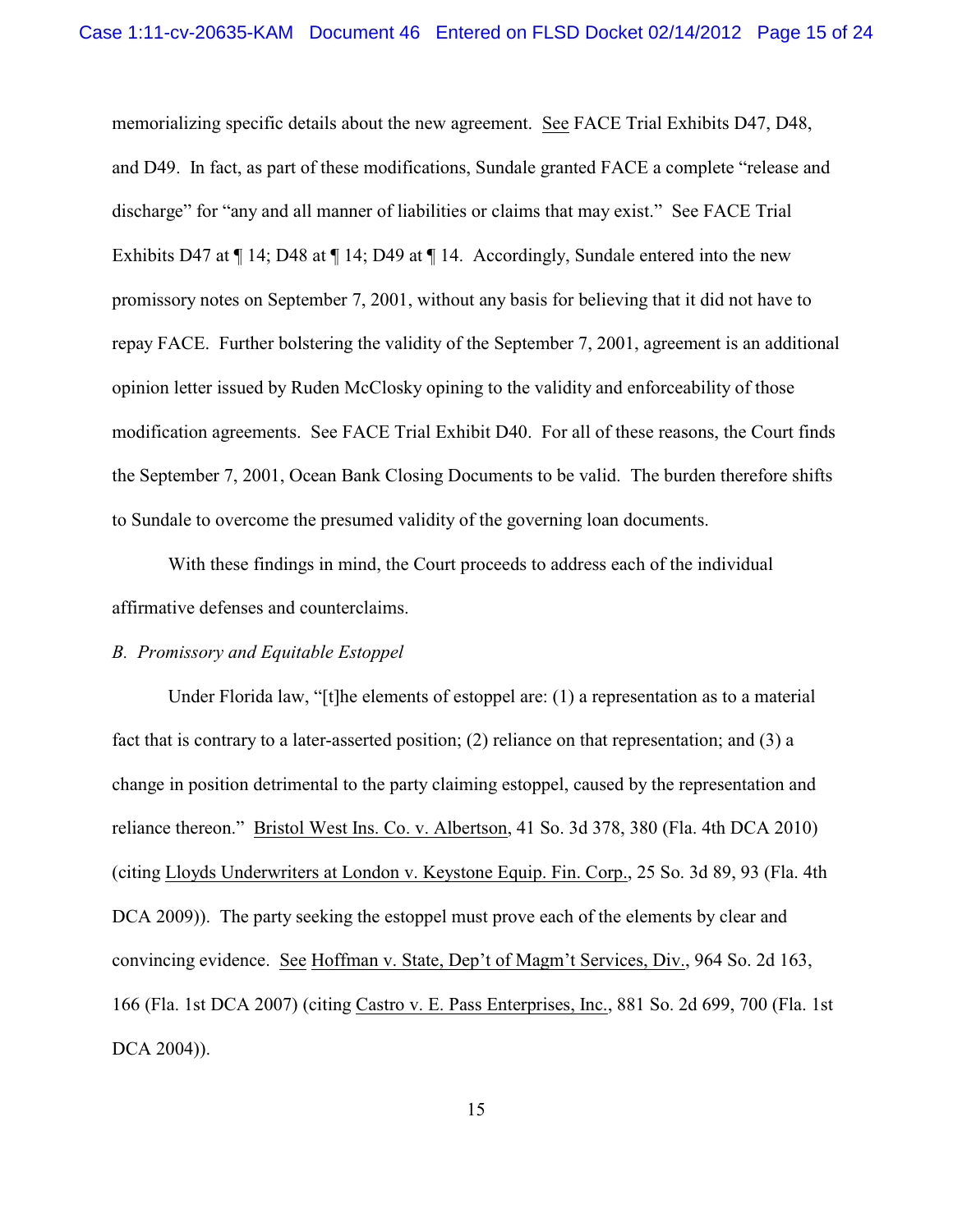memorializing specific details about the new agreement. See FACE Trial Exhibits D47, D48, and D49. In fact, as part of these modifications, Sundale granted FACE a complete "release and discharge" for "any and all manner of liabilities or claims that may exist." See FACE Trial Exhibits D47 at ¶ 14; D48 at ¶ 14; D49 at ¶ 14. Accordingly, Sundale entered into the new promissory notes on September 7, 2001, without any basis for believing that it did not have to repay FACE. Further bolstering the validity of the September 7, 2001, agreement is an additional opinion letter issued by Ruden McClosky opining to the validity and enforceability of those modification agreements. See FACE Trial Exhibit D40. For all of these reasons, the Court finds the September 7, 2001, Ocean Bank Closing Documents to be valid. The burden therefore shifts to Sundale to overcome the presumed validity of the governing loan documents.

With these findings in mind, the Court proceeds to address each of the individual affirmative defenses and counterclaims.

*B. Promissory and Equitable Estoppel*

Under Florida law, "[t]he elements of estoppel are: (1) a representation as to a material fact that is contrary to a later-asserted position; (2) reliance on that representation; and (3) a change in position detrimental to the party claiming estoppel, caused by the representation and reliance thereon." Bristol West Ins. Co. v. Albertson, 41 So. 3d 378, 380 (Fla. 4th DCA 2010) (citing Lloyds Underwriters at London v. Keystone Equip. Fin. Corp., 25 So. 3d 89, 93 (Fla. 4th DCA 2009)). The party seeking the estoppel must prove each of the elements by clear and convincing evidence. See Hoffman v. State, Dep't of Magm't Services, Div., 964 So. 2d 163, 166 (Fla. 1st DCA 2007) (citing Castro v. E. Pass Enterprises, Inc., 881 So. 2d 699, 700 (Fla. 1st DCA 2004)).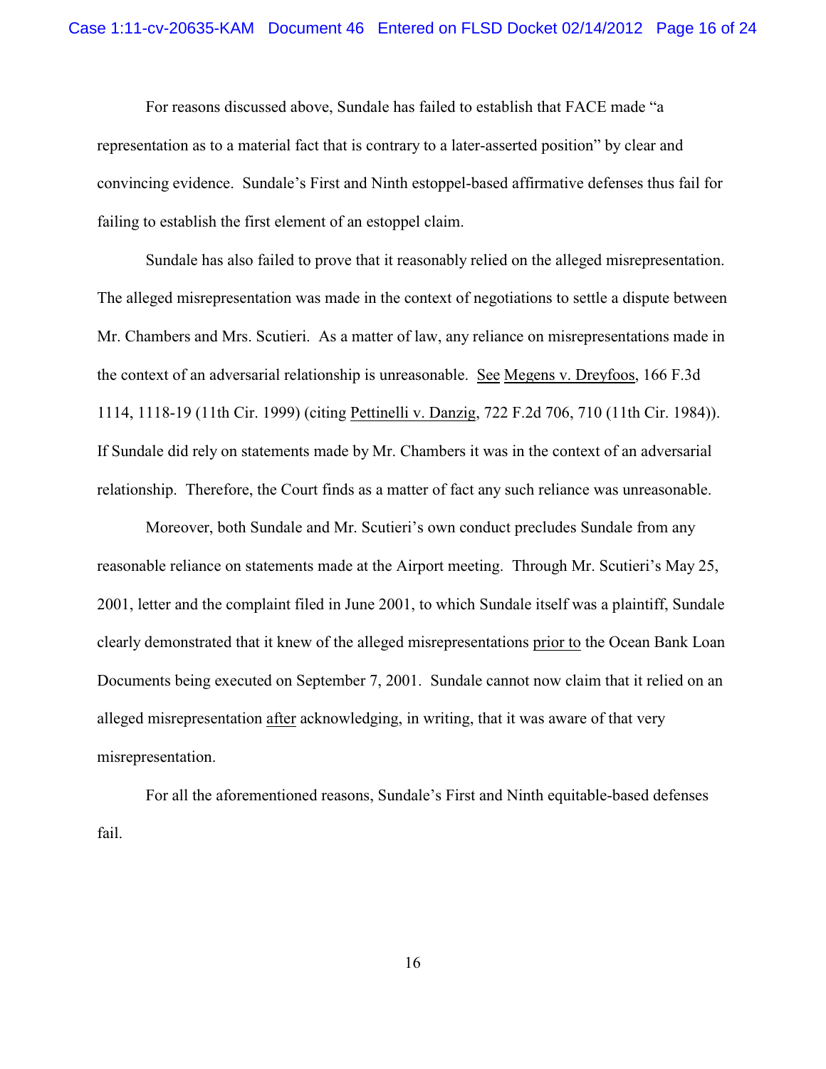For reasons discussed above, Sundale has failed to establish that FACE made "a representation as to a material fact that is contrary to a later-asserted position" by clear and convincing evidence. Sundale's First and Ninth estoppel-based affirmative defenses thus fail for failing to establish the first element of an estoppel claim.

Sundale has also failed to prove that it reasonably relied on the alleged misrepresentation. The alleged misrepresentation was made in the context of negotiations to settle a dispute between Mr. Chambers and Mrs. Scutieri. As a matter of law, any reliance on misrepresentations made in the context of an adversarial relationship is unreasonable. See Megens v. Dreyfoos, 166 F.3d 1114, 1118-19 (11th Cir. 1999) (citing Pettinelli v. Danzig, 722 F.2d 706, 710 (11th Cir. 1984)). If Sundale did rely on statements made by Mr. Chambers it was in the context of an adversarial relationship. Therefore, the Court finds as a matter of fact any such reliance was unreasonable.

Moreover, both Sundale and Mr. Scutieri's own conduct precludes Sundale from any reasonable reliance on statements made at the Airport meeting. Through Mr. Scutieri's May 25, 2001, letter and the complaint filed in June 2001, to which Sundale itself was a plaintiff, Sundale clearly demonstrated that it knew of the alleged misrepresentations prior to the Ocean Bank Loan Documents being executed on September 7, 2001. Sundale cannot now claim that it relied on an alleged misrepresentation after acknowledging, in writing, that it was aware of that very misrepresentation.

For all the aforementioned reasons, Sundale's First and Ninth equitable-based defenses fail.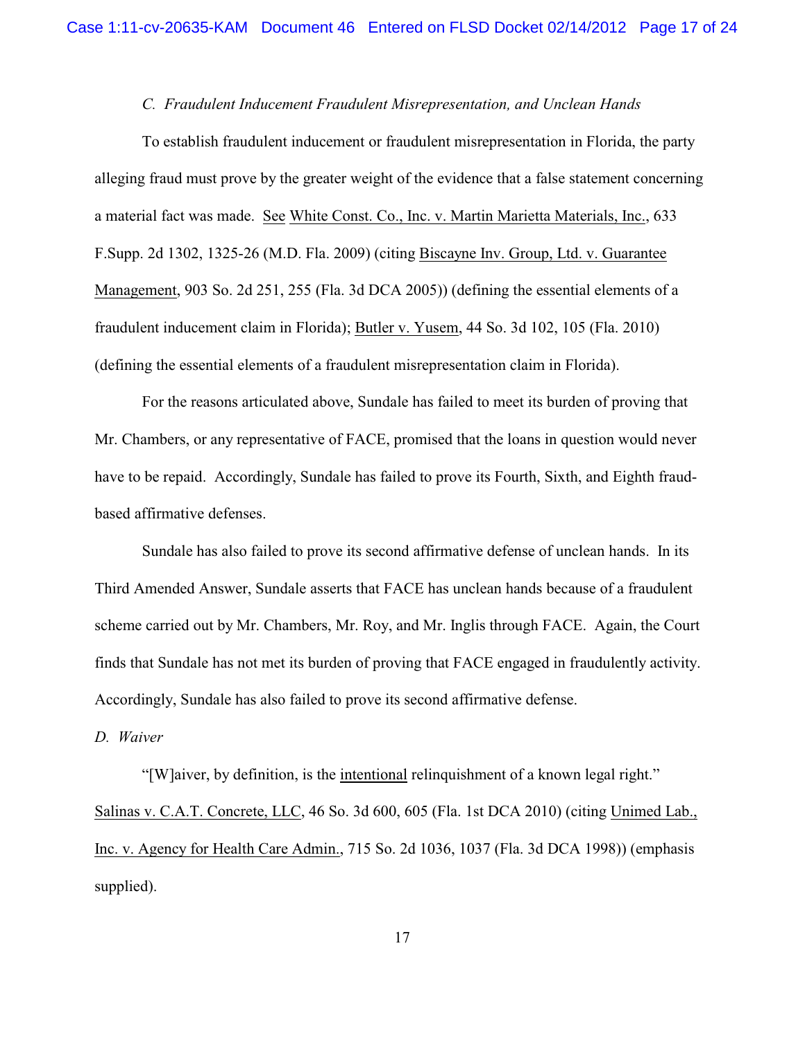*C. Fraudulent Inducement Fraudulent Misrepresentation, and Unclean Hands*

To establish fraudulent inducement or fraudulent misrepresentation in Florida, the party alleging fraud must prove by the greater weight of the evidence that a false statement concerning a material fact was made. See White Const. Co., Inc. v. Martin Marietta Materials, Inc., 633 F.Supp. 2d 1302, 1325-26 (M.D. Fla. 2009) (citing Biscayne Inv. Group, Ltd. v. Guarantee Management, 903 So. 2d 251, 255 (Fla. 3d DCA 2005)) (defining the essential elements of a fraudulent inducement claim in Florida); Butler v. Yusem, 44 So. 3d 102, 105 (Fla. 2010) (defining the essential elements of a fraudulent misrepresentation claim in Florida).

For the reasons articulated above, Sundale has failed to meet its burden of proving that Mr. Chambers, or any representative of FACE, promised that the loans in question would never have to be repaid. Accordingly, Sundale has failed to prove its Fourth, Sixth, and Eighth fraud-based affirmative defenses.

Sundale has also failed to prove its second affirmative defense of unclean hands. In its Third Amended Answer, Sundale asserts that FACE has unclean hands because of a fraudulent scheme carried out by Mr. Chambers, Mr. Roy, and Mr. Inglis through FACE. Again, the Court finds that Sundale has not met its burden of proving that FACE engaged in fraudulently activity. Accordingly, Sundale has also failed to prove its second affirmative defense.

*D. Waiver*

"[W]aiver, by definition, is the intentional relinquishment of a known legal right." Salinas v. C.A.T. Concrete, LLC, 46 So. 3d 600, 605 (Fla. 1st DCA 2010) (citing Unimed Lab., Inc. v. Agency for Health Care Admin., 715 So. 2d 1036, 1037 (Fla. 3d DCA 1998)) (emphasis supplied).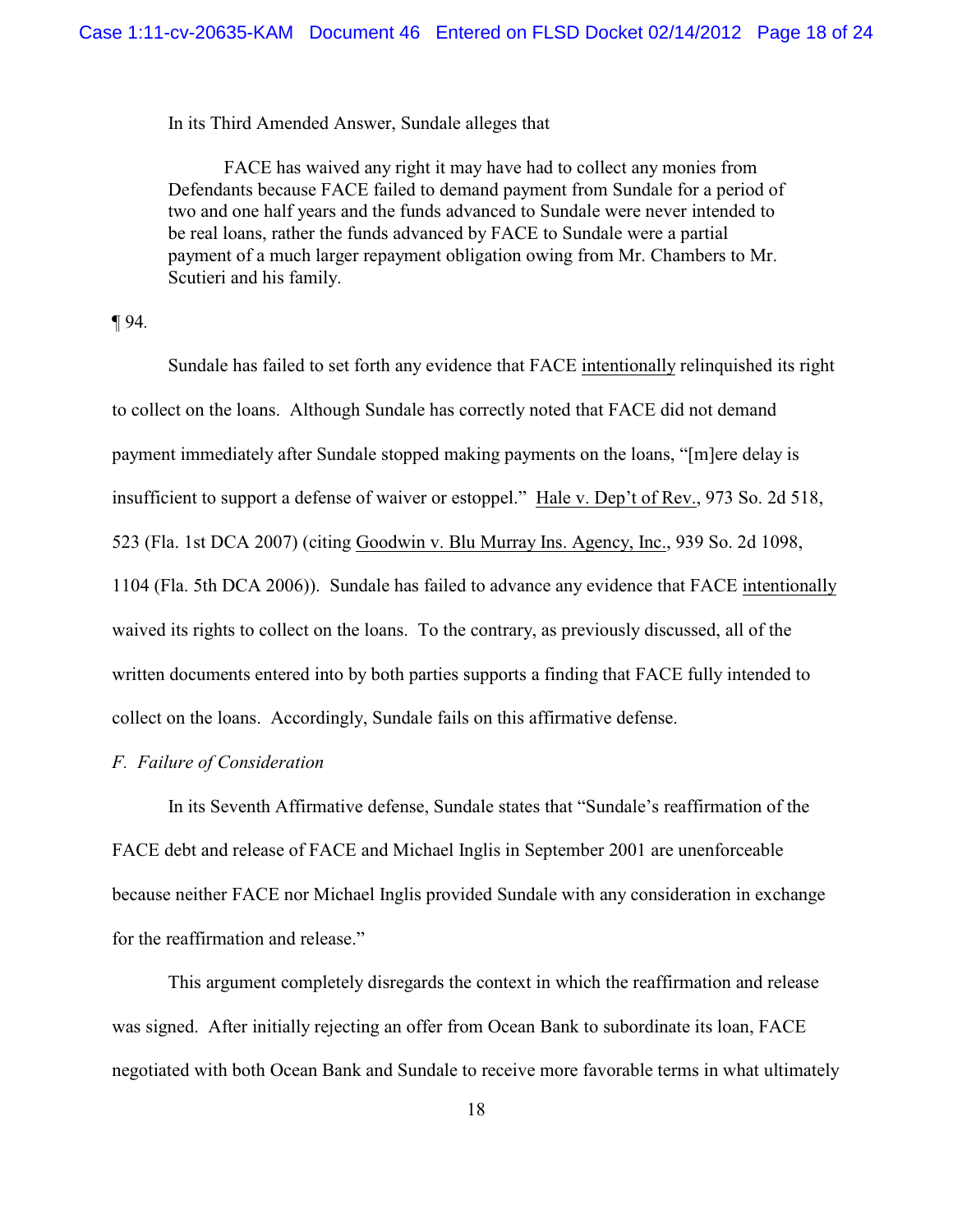In its Third Amended Answer, Sundale alleges that

> FACE has waived any right it may have had to collect any monies from Defendants because FACE failed to demand payment from Sundale for a period of two and one half years and the funds advanced to Sundale were never intended to be real loans, rather the funds advanced by FACE to Sundale were a partial payment of a much larger repayment obligation owing from Mr. Chambers to Mr. Scutieri and his family.

¶ 94.

Sundale has failed to set forth any evidence that FACE intentionally relinquished its right to collect on the loans. Although Sundale has correctly noted that FACE did not demand payment immediately after Sundale stopped making payments on the loans, "[m]ere delay is insufficient to support a defense of waiver or estoppel." Hale v. Dep't of Rev., 973 So. 2d 518, 523 (Fla. 1st DCA 2007) (citing Goodwin v. Blu Murray Ins. Agency, Inc., 939 So. 2d 1098, 1104 (Fla. 5th DCA 2006)). Sundale has failed to advance any evidence that FACE intentionally waived its rights to collect on the loans. To the contrary, as previously discussed, all of the written documents entered into by both parties supports a finding that FACE fully intended to collect on the loans. Accordingly, Sundale fails on this affirmative defense.

*F. Failure of Consideration*

In its Seventh Affirmative defense, Sundale states that "Sundale's reaffirmation of the FACE debt and release of FACE and Michael Inglis in September 2001 are unenforceable because neither FACE nor Michael Inglis provided Sundale with any consideration in exchange for the reaffirmation and release."

This argument completely disregards the context in which the reaffirmation and release was signed. After initially rejecting an offer from Ocean Bank to subordinate its loan, FACE negotiated with both Ocean Bank and Sundale to receive more favorable terms in what ultimately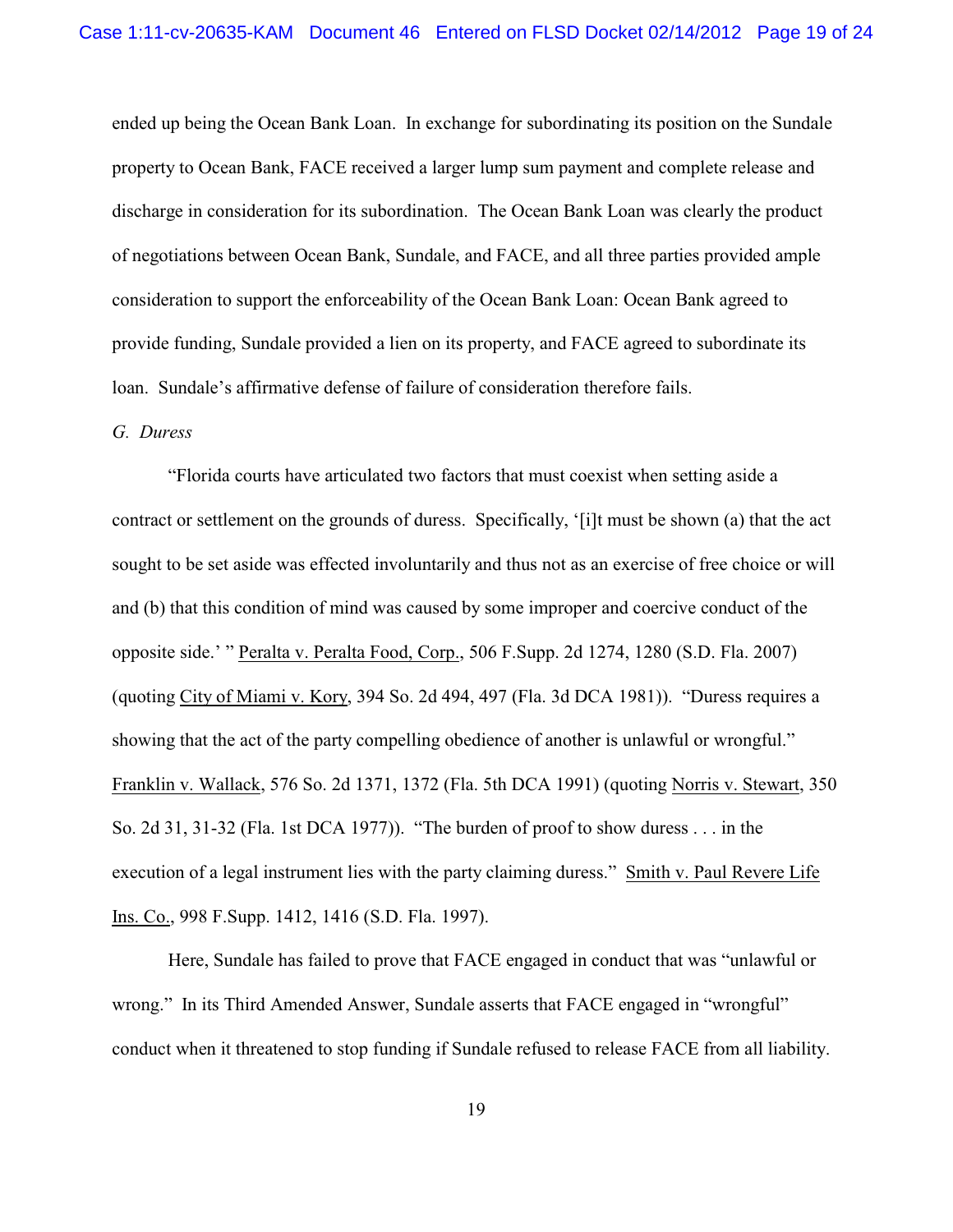ended up being the Ocean Bank Loan. In exchange for subordinating its position on the Sundale property to Ocean Bank, FACE received a larger lump sum payment and complete release and discharge in consideration for its subordination. The Ocean Bank Loan was clearly the product of negotiations between Ocean Bank, Sundale, and FACE, and all three parties provided ample consideration to support the enforceability of the Ocean Bank Loan: Ocean Bank agreed to provide funding, Sundale provided a lien on its property, and FACE agreed to subordinate its loan. Sundale's affirmative defense of failure of consideration therefore fails.

*G. Duress*

"Florida courts have articulated two factors that must coexist when setting aside a contract or settlement on the grounds of duress. Specifically, '[i]t must be shown (a) that the act sought to be set aside was effected involuntarily and thus not as an exercise of free choice or will and (b) that this condition of mind was caused by some improper and coercive conduct of the opposite side.' " Peralta v. Peralta Food, Corp., 506 F.Supp. 2d 1274, 1280 (S.D. Fla. 2007) (quoting City of Miami v. Kory, 394 So. 2d 494, 497 (Fla. 3d DCA 1981)). "Duress requires a showing that the act of the party compelling obedience of another is unlawful or wrongful." Franklin v. Wallack, 576 So. 2d 1371, 1372 (Fla. 5th DCA 1991) (quoting Norris v. Stewart, 350 So. 2d 31, 31-32 (Fla. 1st DCA 1977)). "The burden of proof to show duress . . . in the execution of a legal instrument lies with the party claiming duress." Smith v. Paul Revere Life Ins. Co., 998 F.Supp. 1412, 1416 (S.D. Fla. 1997).

Here, Sundale has failed to prove that FACE engaged in conduct that was "unlawful or wrong." In its Third Amended Answer, Sundale asserts that FACE engaged in "wrongful" conduct when it threatened to stop funding if Sundale refused to release FACE from all liability.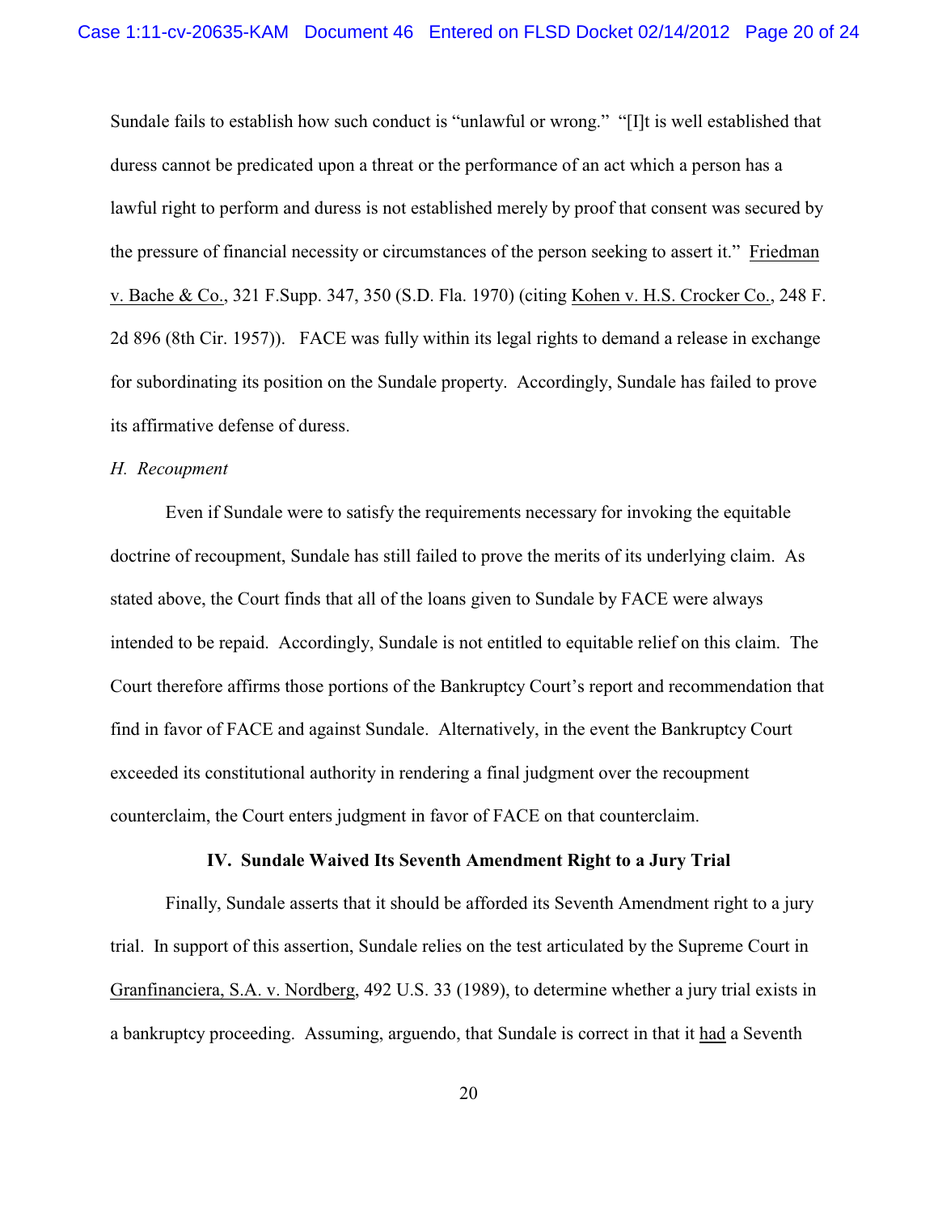Sundale fails to establish how such conduct is "unlawful or wrong." "[I]t is well established that duress cannot be predicated upon a threat or the performance of an act which a person has a lawful right to perform and duress is not established merely by proof that consent was secured by the pressure of financial necessity or circumstances of the person seeking to assert it." Friedman v. Bache & Co., 321 F.Supp. 347, 350 (S.D. Fla. 1970) (citing Kohen v. H.S. Crocker Co., 248 F. 2d 896 (8th Cir. 1957)). FACE was fully within its legal rights to demand a release in exchange for subordinating its position on the Sundale property. Accordingly, Sundale has failed to prove its affirmative defense of duress.

*H. Recoupment*

Even if Sundale were to satisfy the requirements necessary for invoking the equitable doctrine of recoupment, Sundale has still failed to prove the merits of its underlying claim. As stated above, the Court finds that all of the loans given to Sundale by FACE were always intended to be repaid. Accordingly, Sundale is not entitled to equitable relief on this claim. The Court therefore affirms those portions of the Bankruptcy Court's report and recommendation that find in favor of FACE and against Sundale. Alternatively, in the event the Bankruptcy Court exceeded its constitutional authority in rendering a final judgment over the recoupment counterclaim, the Court enters judgment in favor of FACE on that counterclaim.

**IV. Sundale Waived Its Seventh Amendment Right to a Jury Trial**

Finally, Sundale asserts that it should be afforded its Seventh Amendment right to a jury trial. In support of this assertion, Sundale relies on the test articulated by the Supreme Court in Granfinanciera, S.A. v. Nordberg, 492 U.S. 33 (1989), to determine whether a jury trial exists in a bankruptcy proceeding. Assuming, arguendo, that Sundale is correct in that it had a Seventh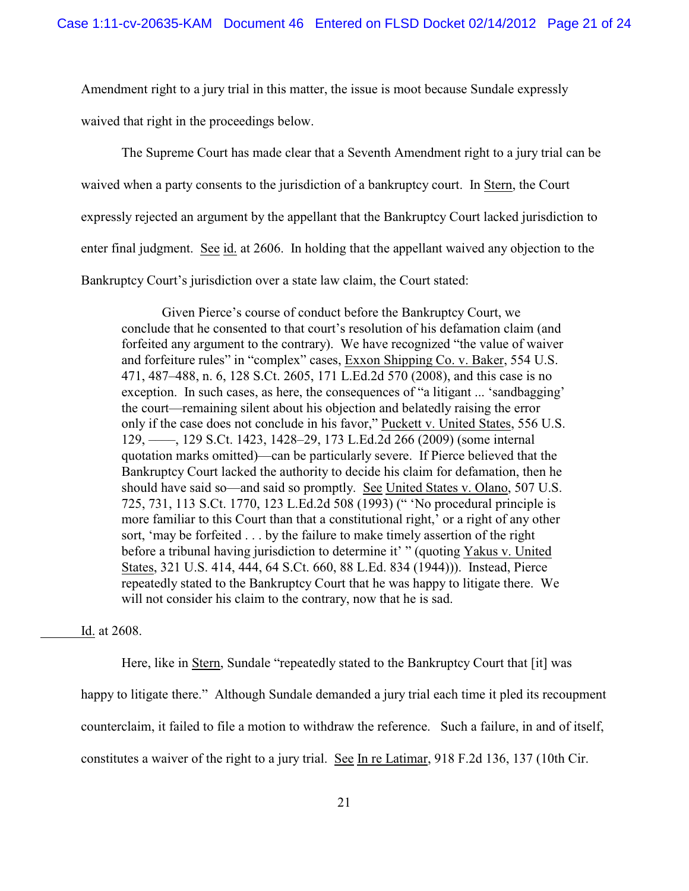Amendment right to a jury trial in this matter, the issue is moot because Sundale expressly waived that right in the proceedings below.

The Supreme Court has made clear that a Seventh Amendment right to a jury trial can be waived when a party consents to the jurisdiction of a bankruptcy court. In Stern, the Court expressly rejected an argument by the appellant that the Bankruptcy Court lacked jurisdiction to enter final judgment. See id. at 2606. In holding that the appellant waived any objection to the Bankruptcy Court's jurisdiction over a state law claim, the Court stated:

> Given Pierce's course of conduct before the Bankruptcy Court, we conclude that he consented to that court's resolution of his defamation claim (and forfeited any argument to the contrary). We have recognized "the value of waiver and forfeiture rules" in "complex" cases, Exxon Shipping Co. v. Baker, 554 U.S. 471, 487–488, n. 6, 128 S.Ct. 2605, 171 L.Ed.2d 570 (2008), and this case is no exception. In such cases, as here, the consequences of "a litigant ... 'sandbagging' the court—remaining silent about his objection and belatedly raising the error only if the case does not conclude in his favor," Puckett v. United States, 556 U.S. 129, ——, 129 S.Ct. 1423, 1428–29, 173 L.Ed.2d 266 (2009) (some internal quotation marks omitted)—can be particularly severe. If Pierce believed that the Bankruptcy Court lacked the authority to decide his claim for defamation, then he should have said so—and said so promptly. See United States v. Olano, 507 U.S. 725, 731, 113 S.Ct. 1770, 123 L.Ed.2d 508 (1993) (" 'No procedural principle is more familiar to this Court than that a constitutional right,' or a right of any other sort, 'may be forfeited . . . by the failure to make timely assertion of the right before a tribunal having jurisdiction to determine it' " (quoting Yakus v. United States, 321 U.S. 414, 444, 64 S.Ct. 660, 88 L.Ed. 834 (1944))). Instead, Pierce repeatedly stated to the Bankruptcy Court that he was happy to litigate there. We will not consider his claim to the contrary, now that he is sad.

Id. at 2608.

Here, like in Stern, Sundale "repeatedly stated to the Bankruptcy Court that [it] was happy to litigate there." Although Sundale demanded a jury trial each time it pled its recoupment counterclaim, it failed to file a motion to withdraw the reference. Such a failure, in and of itself, constitutes a waiver of the right to a jury trial. See In re Latimar, 918 F.2d 136, 137 (10th Cir.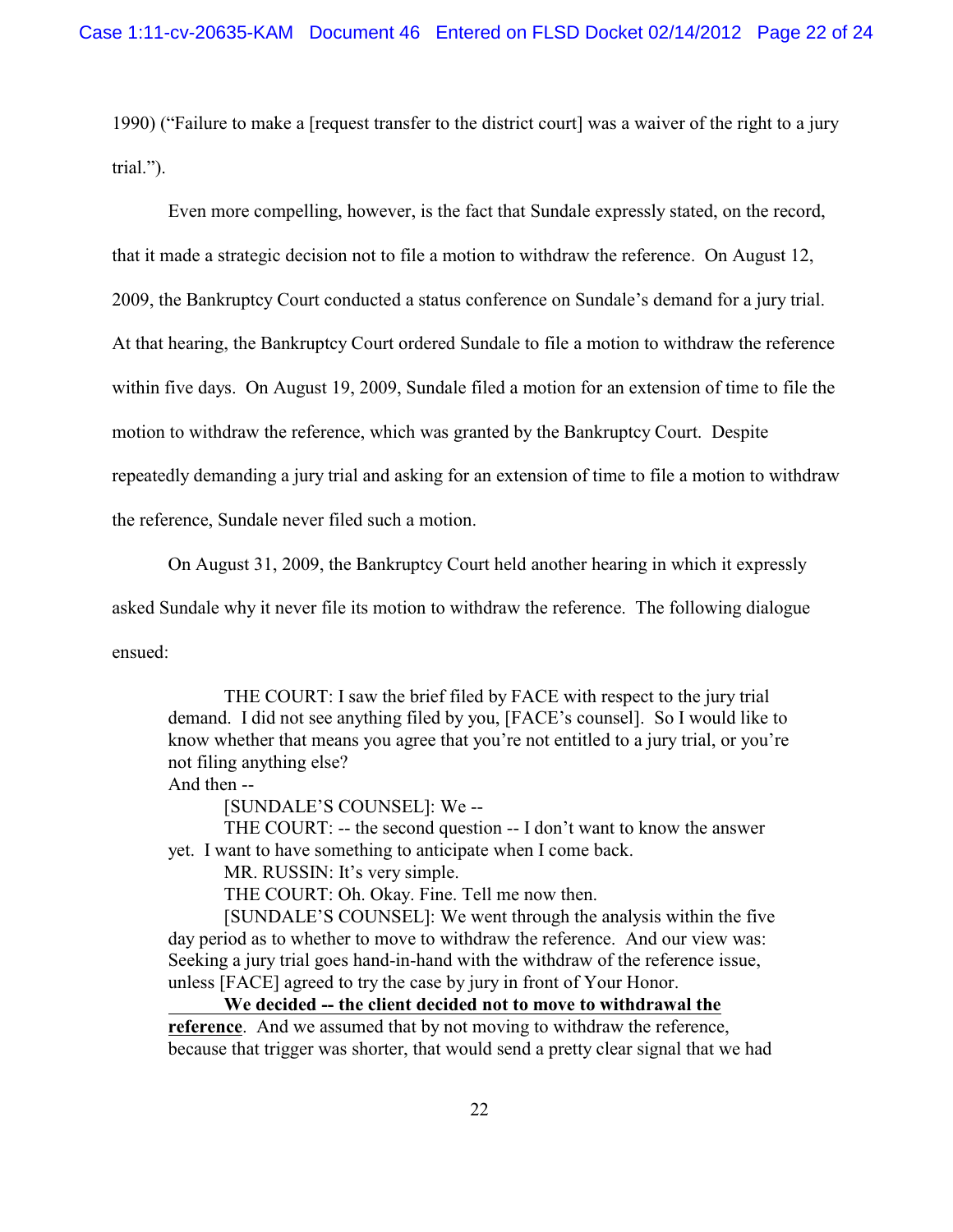1990) ("Failure to make a [request transfer to the district court] was a waiver of the right to a jury trial.").

Even more compelling, however, is the fact that Sundale expressly stated, on the record, that it made a strategic decision not to file a motion to withdraw the reference. On August 12, 2009, the Bankruptcy Court conducted a status conference on Sundale's demand for a jury trial. At that hearing, the Bankruptcy Court ordered Sundale to file a motion to withdraw the reference within five days. On August 19, 2009, Sundale filed a motion for an extension of time to file the motion to withdraw the reference, which was granted by the Bankruptcy Court. Despite repeatedly demanding a jury trial and asking for an extension of time to file a motion to withdraw the reference, Sundale never filed such a motion.

On August 31, 2009, the Bankruptcy Court held another hearing in which it expressly asked Sundale why it never file its motion to withdraw the reference. The following dialogue ensued:

> THE COURT: I saw the brief filed by FACE with respect to the jury trial demand. I did not see anything filed by you, [FACE's counsel]. So I would like to know whether that means you agree that you're not entitled to a jury trial, or you're not filing anything else?
> And then --
>
> [SUNDALE'S COUNSEL]: We --
>
> THE COURT: -- the second question -- I don't want to know the answer yet. I want to have something to anticipate when I come back.
>
> MR. RUSSIN: It's very simple.
>
> THE COURT: Oh. Okay. Fine. Tell me now then.
>
> [SUNDALE'S COUNSEL]: We went through the analysis within the five day period as to whether to move to withdraw the reference. And our view was: Seeking a jury trial goes hand-in-hand with the withdraw of the reference issue, unless [FACE] agreed to try the case by jury in front of Your Honor.
>
> <u>**We decided -- the client decided not to move to withdrawal the reference**</u>. And we assumed that by not moving to withdraw the reference, because that trigger was shorter, that would send a pretty clear signal that we had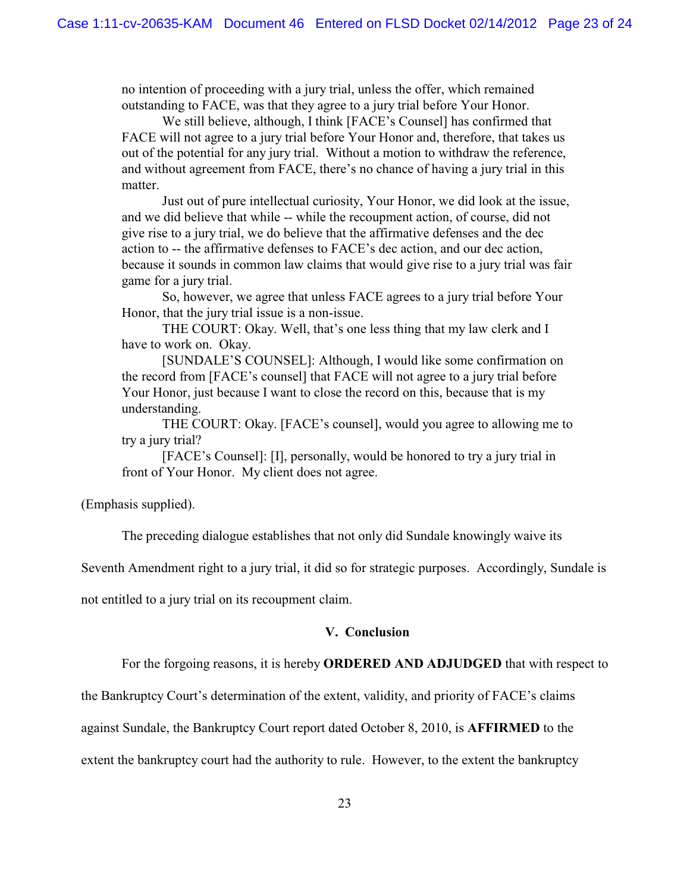no intention of proceeding with a jury trial, unless the offer, which remained outstanding to FACE, was that they agree to a jury trial before Your Honor.

We still believe, although, I think [FACE's Counsel] has confirmed that FACE will not agree to a jury trial before Your Honor and, therefore, that takes us out of the potential for any jury trial. Without a motion to withdraw the reference, and without agreement from FACE, there's no chance of having a jury trial in this matter.

Just out of pure intellectual curiosity, Your Honor, we did look at the issue, and we did believe that while -- while the recoupment action, of course, did not give rise to a jury trial, we do believe that the affirmative defenses and the dec action to -- the affirmative defenses to FACE's dec action, and our dec action, because it sounds in common law claims that would give rise to a jury trial was fair game for a jury trial.

So, however, we agree that unless FACE agrees to a jury trial before Your Honor, that the jury trial issue is a non-issue.

THE COURT: Okay. Well, that's one less thing that my law clerk and I have to work on. Okay.

[SUNDALE'S COUNSEL]: Although, I would like some confirmation on the record from [FACE's counsel] that FACE will not agree to a jury trial before Your Honor, just because I want to close the record on this, because that is my understanding.

THE COURT: Okay. [FACE's counsel], would you agree to allowing me to try a jury trial?

[FACE's Counsel]: [I], personally, would be honored to try a jury trial in front of Your Honor. My client does not agree.

(Emphasis supplied).

The preceding dialogue establishes that not only did Sundale knowingly waive its Seventh Amendment right to a jury trial, it did so for strategic purposes. Accordingly, Sundale is not entitled to a jury trial on its recoupment claim.

## V. Conclusion

For the forgoing reasons, it is hereby **ORDERED AND ADJUDGED** that with respect to the Bankruptcy Court's determination of the extent, validity, and priority of FACE's claims against Sundale, the Bankruptcy Court report dated October 8, 2010, is **AFFIRMED** to the extent the bankruptcy court had the authority to rule. However, to the extent the bankruptcy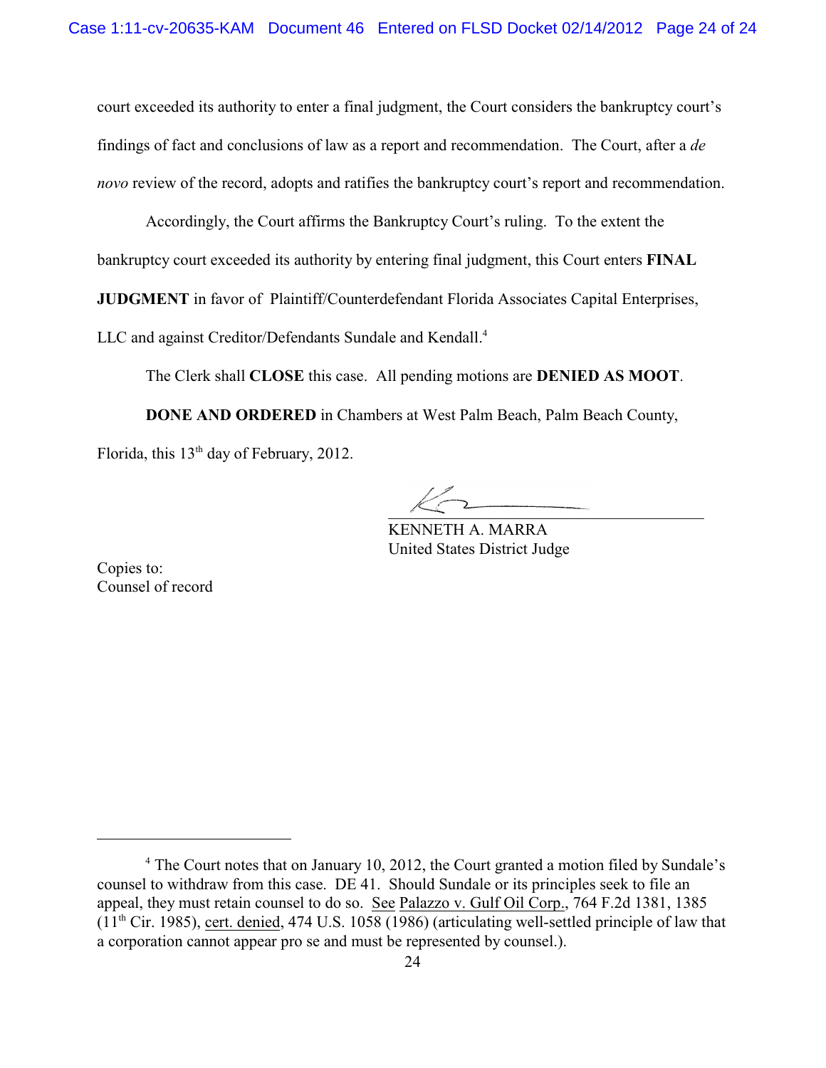court exceeded its authority to enter a final judgment, the Court considers the bankruptcy court's findings of fact and conclusions of law as a report and recommendation. The Court, after a *de novo* review of the record, adopts and ratifies the bankruptcy court's report and recommendation.

Accordingly, the Court affirms the Bankruptcy Court's ruling. To the extent the bankruptcy court exceeded its authority by entering final judgment, this Court enters **FINAL JUDGMENT** in favor of Plaintiff/Counterdefendant Florida Associates Capital Enterprises, LLC and against Creditor/Defendants Sundale and Kendall.[4]

The Clerk shall **CLOSE** this case. All pending motions are **DENIED AS MOOT**.

**DONE AND ORDERED** in Chambers at West Palm Beach, Palm Beach County, Florida, this 13th day of February, 2012.

KENNETH A. MARRA
United States District Judge

Copies to:
Counsel of record

---

[4] The Court notes that on January 10, 2012, the Court granted a motion filed by Sundale's counsel to withdraw from this case. DE 41. Should Sundale or its principles seek to file an appeal, they must retain counsel to do so. See Palazzo v. Gulf Oil Corp., 764 F.2d 1381, 1385 (11th Cir. 1985), cert. denied, 474 U.S. 1058 (1986) (articulating well-settled principle of law that a corporation cannot appear pro se and must be represented by counsel.).